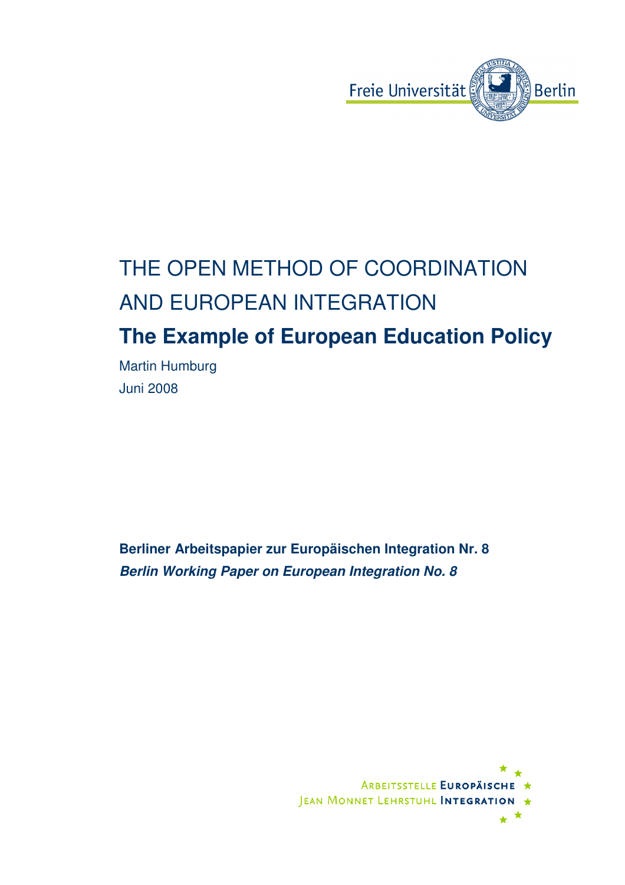Freie Universität Berlin

# THE OPEN METHOD OF COORDINATION AND EUROPEAN INTEGRATION

## The Example of European Education Policy

Martin Humburg

Juni 2008

**Berliner Arbeitspapier zur Europäischen Integration Nr. 8**

***Berlin Working Paper on European Integration No. 8***

Arbeitsstelle Europäische Integration
Jean Monnet Lehrstuhl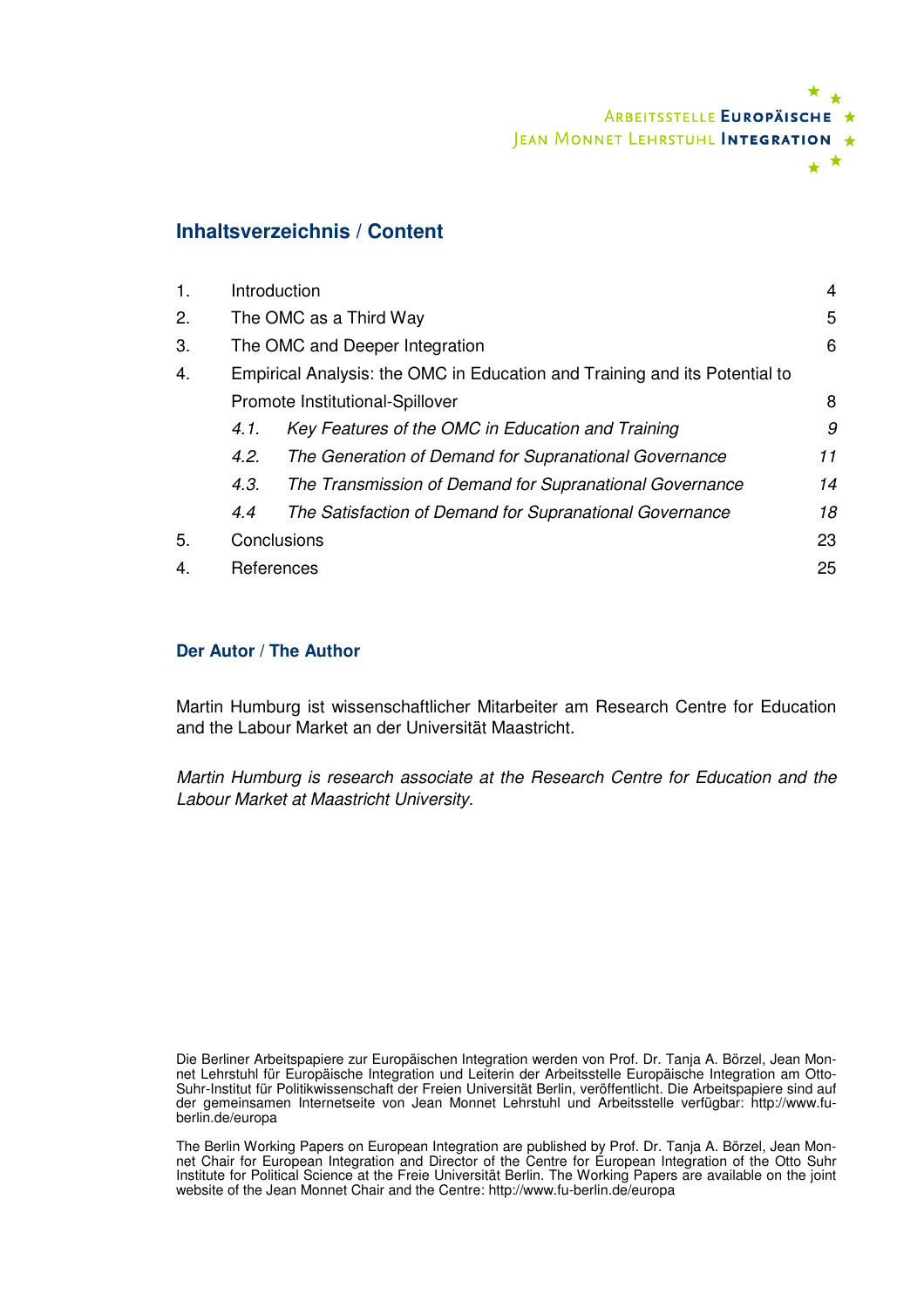## Inhaltsverzeichnis / Content

| | | |
|---|---|---|
| 1. | Introduction | 4 |
| 2. | The OMC as a Third Way | 5 |
| 3. | The OMC and Deeper Integration | 6 |
| 4. | Empirical Analysis: the OMC in Education and Training and its Potential to Promote Institutional-Spillover | 8 |
| *4.1.* | *Key Features of the OMC in Education and Training* | *9* |
| *4.2.* | *The Generation of Demand for Supranational Governance* | *11* |
| *4.3.* | *The Transmission of Demand for Supranational Governance* | *14* |
| *4.4* | *The Satisfaction of Demand for Supranational Governance* | *18* |
| 5. | Conclusions | 23 |
| 4. | References | 25 |

### Der Autor / The Author

Martin Humburg ist wissenschaftlicher Mitarbeiter am Research Centre for Education and the Labour Market an der Universität Maastricht.

*Martin Humburg is research associate at the Research Centre for Education and the Labour Market at Maastricht University.*

Die Berliner Arbeitspapiere zur Europäischen Integration werden von Prof. Dr. Tanja A. Börzel, Jean Monnet Lehrstuhl für Europäische Integration und Leiterin der Arbeitsstelle Europäische Integration am Otto-Suhr-Institut für Politikwissenschaft der Freien Universität Berlin, veröffentlicht. Die Arbeitspapiere sind auf der gemeinsamen Internetseite von Jean Monnet Lehrstuhl und Arbeitsstelle verfügbar: http://www.fu-berlin.de/europa

The Berlin Working Papers on European Integration are published by Prof. Dr. Tanja A. Börzel, Jean Monnet Chair for European Integration and Director of the Centre for European Integration of the Otto Suhr Institute for Political Science at the Freie Universität Berlin. The Working Papers are available on the joint website of the Jean Monnet Chair and the Centre: http://www.fu-berlin.de/europa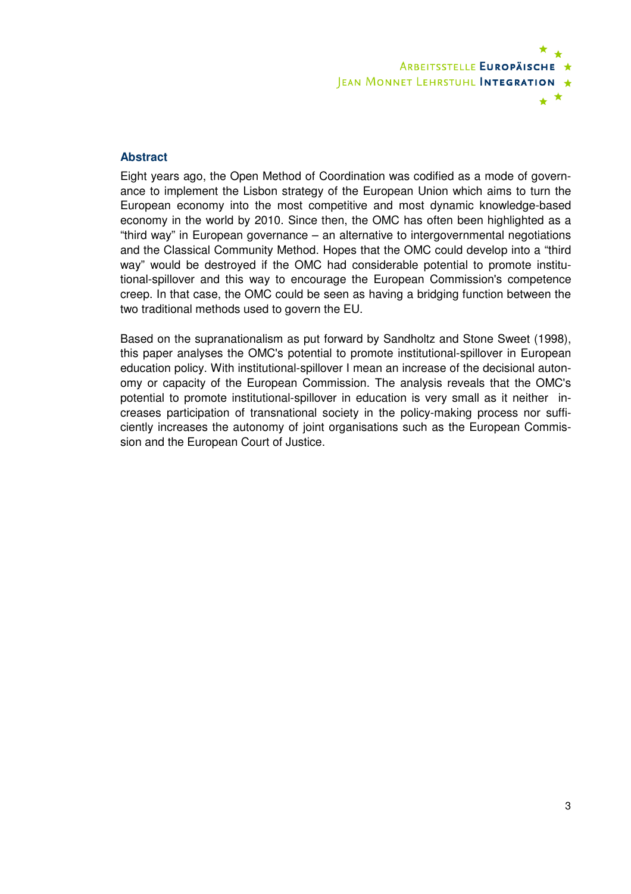## Abstract

Eight years ago, the Open Method of Coordination was codified as a mode of governance to implement the Lisbon strategy of the European Union which aims to turn the European economy into the most competitive and most dynamic knowledge-based economy in the world by 2010. Since then, the OMC has often been highlighted as a "third way" in European governance – an alternative to intergovernmental negotiations and the Classical Community Method. Hopes that the OMC could develop into a "third way" would be destroyed if the OMC had considerable potential to promote institutional-spillover and this way to encourage the European Commission's competence creep. In that case, the OMC could be seen as having a bridging function between the two traditional methods used to govern the EU.

Based on the supranationalism as put forward by Sandholtz and Stone Sweet (1998), this paper analyses the OMC's potential to promote institutional-spillover in European education policy. With institutional-spillover I mean an increase of the decisional autonomy or capacity of the European Commission. The analysis reveals that the OMC's potential to promote institutional-spillover in education is very small as it neither increases participation of transnational society in the policy-making process nor sufficiently increases the autonomy of joint organisations such as the European Commission and the European Court of Justice.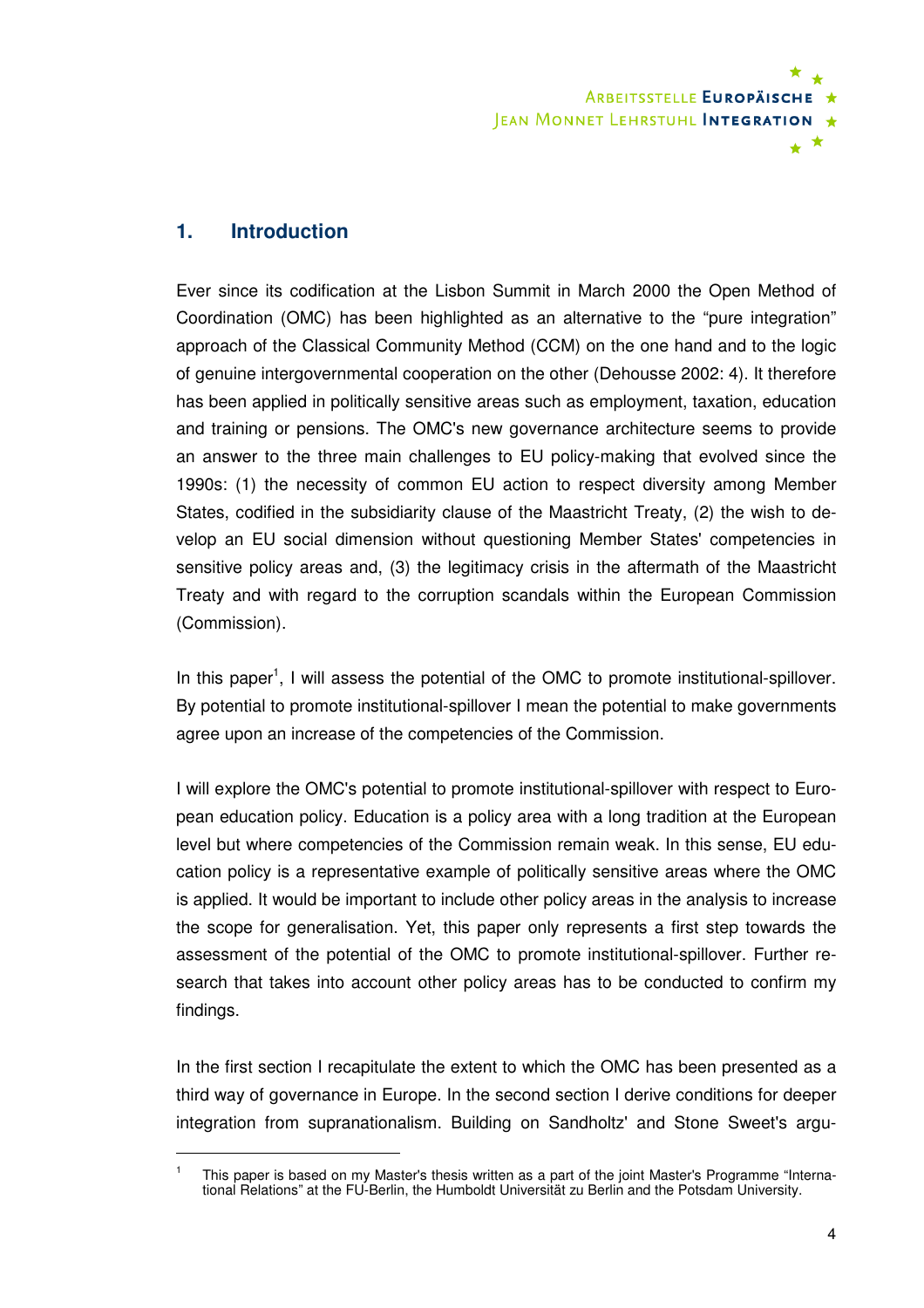## 1. Introduction

Ever since its codification at the Lisbon Summit in March 2000 the Open Method of Coordination (OMC) has been highlighted as an alternative to the "pure integration" approach of the Classical Community Method (CCM) on the one hand and to the logic of genuine intergovernmental cooperation on the other (Dehousse 2002: 4). It therefore has been applied in politically sensitive areas such as employment, taxation, education and training or pensions. The OMC's new governance architecture seems to provide an answer to the three main challenges to EU policy-making that evolved since the 1990s: (1) the necessity of common EU action to respect diversity among Member States, codified in the subsidiarity clause of the Maastricht Treaty, (2) the wish to develop an EU social dimension without questioning Member States' competencies in sensitive policy areas and, (3) the legitimacy crisis in the aftermath of the Maastricht Treaty and with regard to the corruption scandals within the European Commission (Commission).

In this paper[1], I will assess the potential of the OMC to promote institutional-spillover. By potential to promote institutional-spillover I mean the potential to make governments agree upon an increase of the competencies of the Commission.

I will explore the OMC's potential to promote institutional-spillover with respect to European education policy. Education is a policy area with a long tradition at the European level but where competencies of the Commission remain weak. In this sense, EU education policy is a representative example of politically sensitive areas where the OMC is applied. It would be important to include other policy areas in the analysis to increase the scope for generalisation. Yet, this paper only represents a first step towards the assessment of the potential of the OMC to promote institutional-spillover. Further research that takes into account other policy areas has to be conducted to confirm my findings.

In the first section I recapitulate the extent to which the OMC has been presented as a third way of governance in Europe. In the second section I derive conditions for deeper integration from supranationalism. Building on Sandholtz' and Stone Sweet's argu-

[1] This paper is based on my Master's thesis written as a part of the joint Master's Programme "International Relations" at the FU-Berlin, the Humboldt Universität zu Berlin and the Potsdam University.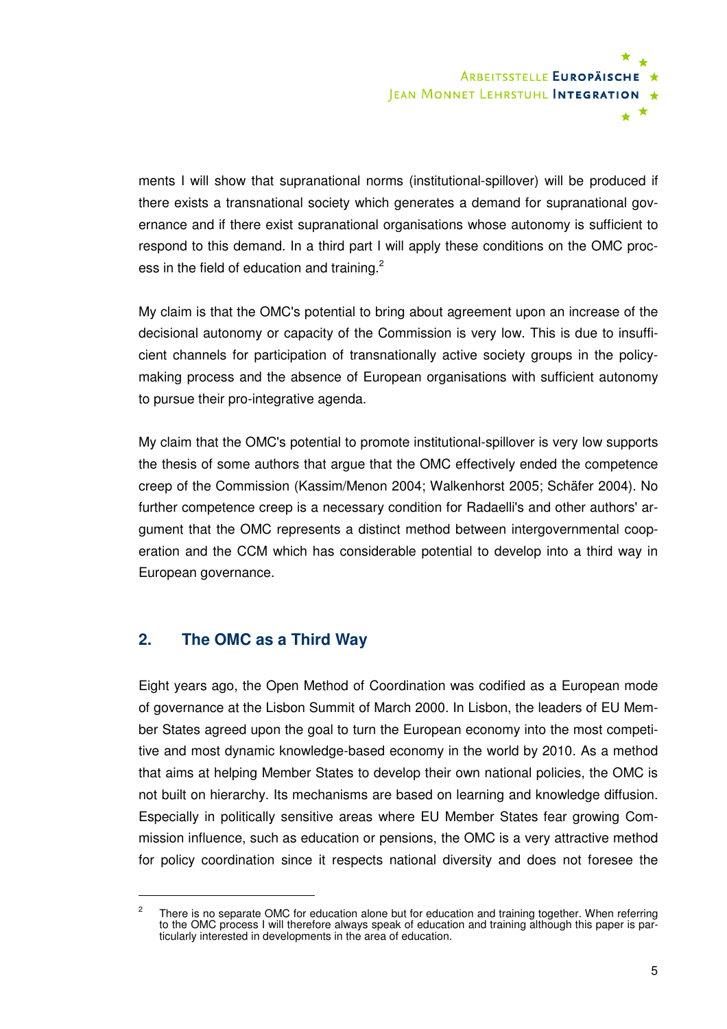ments I will show that supranational norms (institutional-spillover) will be produced if there exists a transnational society which generates a demand for supranational governance and if there exist supranational organisations whose autonomy is sufficient to respond to this demand. In a third part I will apply these conditions on the OMC process in the field of education and training.[2]

My claim is that the OMC's potential to bring about agreement upon an increase of the decisional autonomy or capacity of the Commission is very low. This is due to insufficient channels for participation of transnationally active society groups in the policy-making process and the absence of European organisations with sufficient autonomy to pursue their pro-integrative agenda.

My claim that the OMC's potential to promote institutional-spillover is very low supports the thesis of some authors that argue that the OMC effectively ended the competence creep of the Commission (Kassim/Menon 2004; Walkenhorst 2005; Schäfer 2004). No further competence creep is a necessary condition for Radaelli's and other authors' argument that the OMC represents a distinct method between intergovernmental cooperation and the CCM which has considerable potential to develop into a third way in European governance.

## 2. The OMC as a Third Way

Eight years ago, the Open Method of Coordination was codified as a European mode of governance at the Lisbon Summit of March 2000. In Lisbon, the leaders of EU Member States agreed upon the goal to turn the European economy into the most competitive and most dynamic knowledge-based economy in the world by 2010. As a method that aims at helping Member States to develop their own national policies, the OMC is not built on hierarchy. Its mechanisms are based on learning and knowledge diffusion. Especially in politically sensitive areas where EU Member States fear growing Commission influence, such as education or pensions, the OMC is a very attractive method for policy coordination since it respects national diversity and does not foresee the

---

[2] There is no separate OMC for education alone but for education and training together. When referring to the OMC process I will therefore always speak of education and training although this paper is particularly interested in developments in the area of education.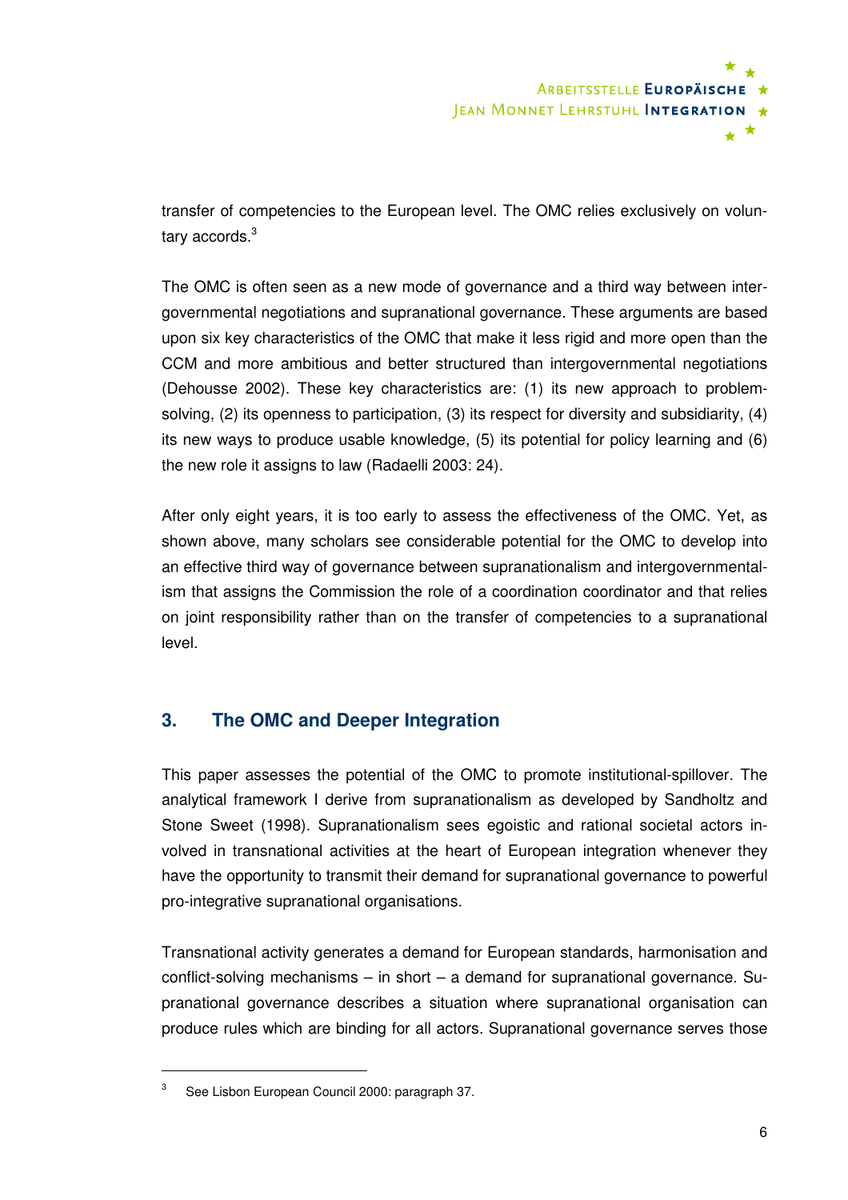transfer of competencies to the European level. The OMC relies exclusively on voluntary accords.[3]

The OMC is often seen as a new mode of governance and a third way between intergovernmental negotiations and supranational governance. These arguments are based upon six key characteristics of the OMC that make it less rigid and more open than the CCM and more ambitious and better structured than intergovernmental negotiations (Dehousse 2002). These key characteristics are: (1) its new approach to problem-solving, (2) its openness to participation, (3) its respect for diversity and subsidiarity, (4) its new ways to produce usable knowledge, (5) its potential for policy learning and (6) the new role it assigns to law (Radaelli 2003: 24).

After only eight years, it is too early to assess the effectiveness of the OMC. Yet, as shown above, many scholars see considerable potential for the OMC to develop into an effective third way of governance between supranationalism and intergovernmentalism that assigns the Commission the role of a coordination coordinator and that relies on joint responsibility rather than on the transfer of competencies to a supranational level.

## 3. The OMC and Deeper Integration

This paper assesses the potential of the OMC to promote institutional-spillover. The analytical framework I derive from supranationalism as developed by Sandholtz and Stone Sweet (1998). Supranationalism sees egoistic and rational societal actors involved in transnational activities at the heart of European integration whenever they have the opportunity to transmit their demand for supranational governance to powerful pro-integrative supranational organisations.

Transnational activity generates a demand for European standards, harmonisation and conflict-solving mechanisms – in short – a demand for supranational governance. Supranational governance describes a situation where supranational organisation can produce rules which are binding for all actors. Supranational governance serves those

---

[3] See Lisbon European Council 2000: paragraph 37.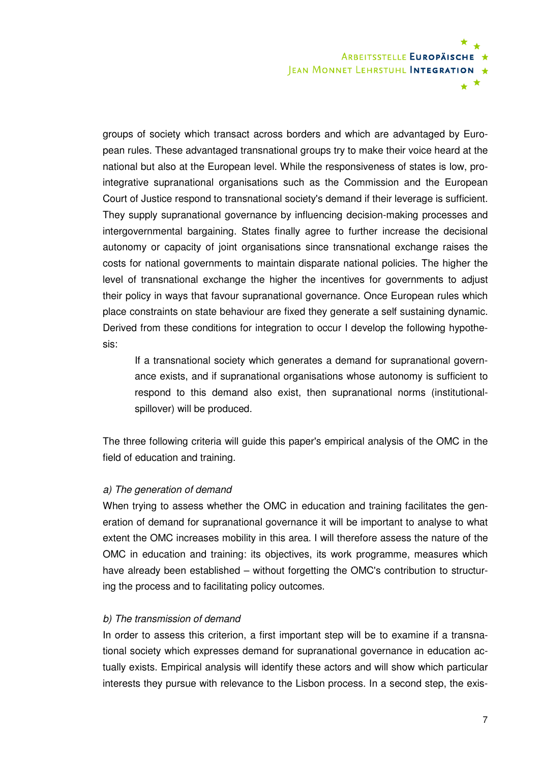groups of society which transact across borders and which are advantaged by European rules. These advantaged transnational groups try to make their voice heard at the national but also at the European level. While the responsiveness of states is low, pro-integrative supranational organisations such as the Commission and the European Court of Justice respond to transnational society's demand if their leverage is sufficient. They supply supranational governance by influencing decision-making processes and intergovernmental bargaining. States finally agree to further increase the decisional autonomy or capacity of joint organisations since transnational exchange raises the costs for national governments to maintain disparate national policies. The higher the level of transnational exchange the higher the incentives for governments to adjust their policy in ways that favour supranational governance. Once European rules which place constraints on state behaviour are fixed they generate a self sustaining dynamic. Derived from these conditions for integration to occur I develop the following hypothesis:

> If a transnational society which generates a demand for supranational governance exists, and if supranational organisations whose autonomy is sufficient to respond to this demand also exist, then supranational norms (institutional-spillover) will be produced.

The three following criteria will guide this paper's empirical analysis of the OMC in the field of education and training.

*a) The generation of demand*

When trying to assess whether the OMC in education and training facilitates the generation of demand for supranational governance it will be important to analyse to what extent the OMC increases mobility in this area. I will therefore assess the nature of the OMC in education and training: its objectives, its work programme, measures which have already been established – without forgetting the OMC's contribution to structuring the process and to facilitating policy outcomes.

*b) The transmission of demand*

In order to assess this criterion, a first important step will be to examine if a transnational society which expresses demand for supranational governance in education actually exists. Empirical analysis will identify these actors and will show which particular interests they pursue with relevance to the Lisbon process. In a second step, the exis-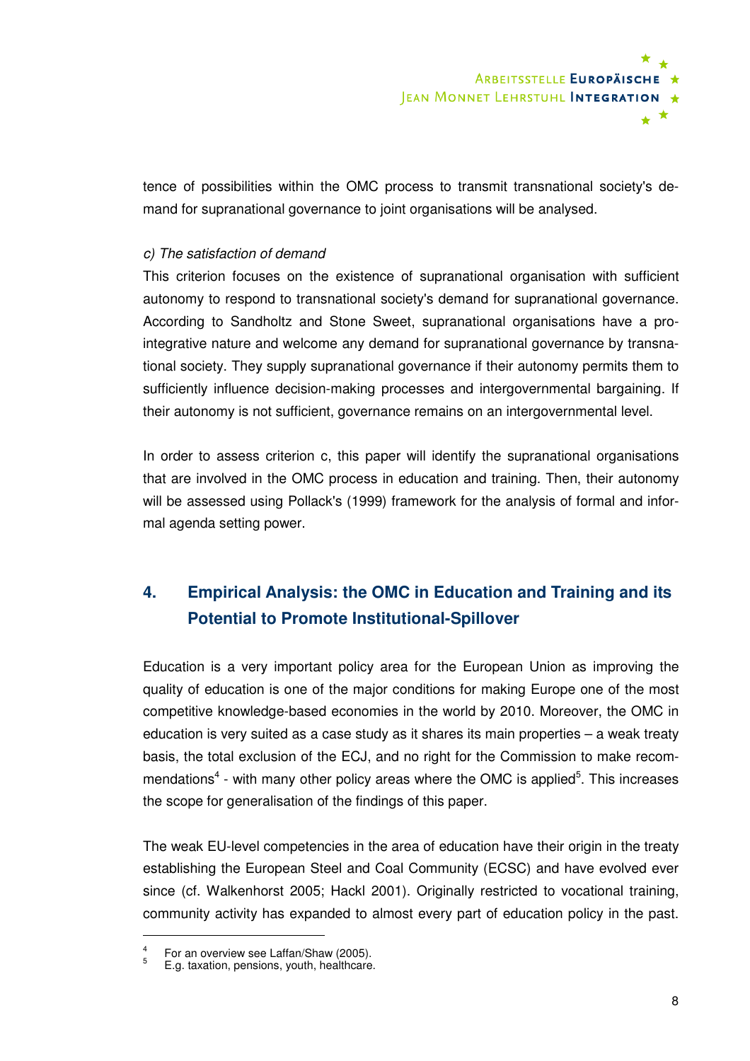tence of possibilities within the OMC process to transmit transnational society's demand for supranational governance to joint organisations will be analysed.

*c) The satisfaction of demand*

This criterion focuses on the existence of supranational organisation with sufficient autonomy to respond to transnational society's demand for supranational governance. According to Sandholtz and Stone Sweet, supranational organisations have a pro-integrative nature and welcome any demand for supranational governance by transnational society. They supply supranational governance if their autonomy permits them to sufficiently influence decision-making processes and intergovernmental bargaining. If their autonomy is not sufficient, governance remains on an intergovernmental level.

In order to assess criterion c, this paper will identify the supranational organisations that are involved in the OMC process in education and training. Then, their autonomy will be assessed using Pollack's (1999) framework for the analysis of formal and informal agenda setting power.

## 4. Empirical Analysis: the OMC in Education and Training and its Potential to Promote Institutional-Spillover

Education is a very important policy area for the European Union as improving the quality of education is one of the major conditions for making Europe one of the most competitive knowledge-based economies in the world by 2010. Moreover, the OMC in education is very suited as a case study as it shares its main properties – a weak treaty basis, the total exclusion of the ECJ, and no right for the Commission to make recommendations[4] - with many other policy areas where the OMC is applied[5]. This increases the scope for generalisation of the findings of this paper.

The weak EU-level competencies in the area of education have their origin in the treaty establishing the European Steel and Coal Community (ECSC) and have evolved ever since (cf. Walkenhorst 2005; Hackl 2001). Originally restricted to vocational training, community activity has expanded to almost every part of education policy in the past.

[4] For an overview see Laffan/Shaw (2005).

[5] E.g. taxation, pensions, youth, healthcare.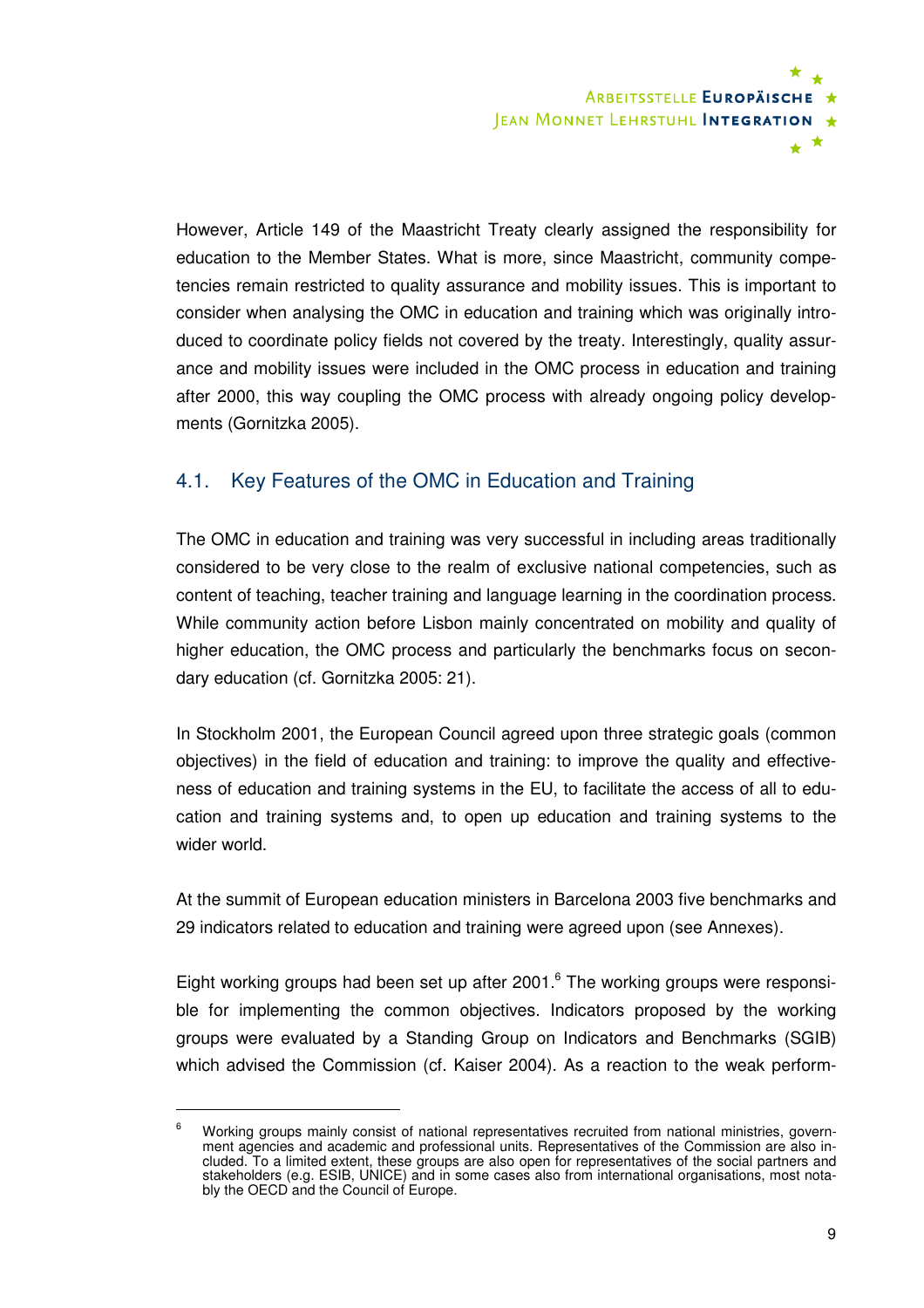However, Article 149 of the Maastricht Treaty clearly assigned the responsibility for education to the Member States. What is more, since Maastricht, community competencies remain restricted to quality assurance and mobility issues. This is important to consider when analysing the OMC in education and training which was originally introduced to coordinate policy fields not covered by the treaty. Interestingly, quality assurance and mobility issues were included in the OMC process in education and training after 2000, this way coupling the OMC process with already ongoing policy developments (Gornitzka 2005).

## 4.1. Key Features of the OMC in Education and Training

The OMC in education and training was very successful in including areas traditionally considered to be very close to the realm of exclusive national competencies, such as content of teaching, teacher training and language learning in the coordination process. While community action before Lisbon mainly concentrated on mobility and quality of higher education, the OMC process and particularly the benchmarks focus on secondary education (cf. Gornitzka 2005: 21).

In Stockholm 2001, the European Council agreed upon three strategic goals (common objectives) in the field of education and training: to improve the quality and effectiveness of education and training systems in the EU, to facilitate the access of all to education and training systems and, to open up education and training systems to the wider world.

At the summit of European education ministers in Barcelona 2003 five benchmarks and 29 indicators related to education and training were agreed upon (see Annexes).

Eight working groups had been set up after 2001.[6] The working groups were responsible for implementing the common objectives. Indicators proposed by the working groups were evaluated by a Standing Group on Indicators and Benchmarks (SGIB) which advised the Commission (cf. Kaiser 2004). As a reaction to the weak perform-

[6] Working groups mainly consist of national representatives recruited from national ministries, government agencies and academic and professional units. Representatives of the Commission are also included. To a limited extent, these groups are also open for representatives of the social partners and stakeholders (e.g. ESIB, UNICE) and in some cases also from international organisations, most notably the OECD and the Council of Europe.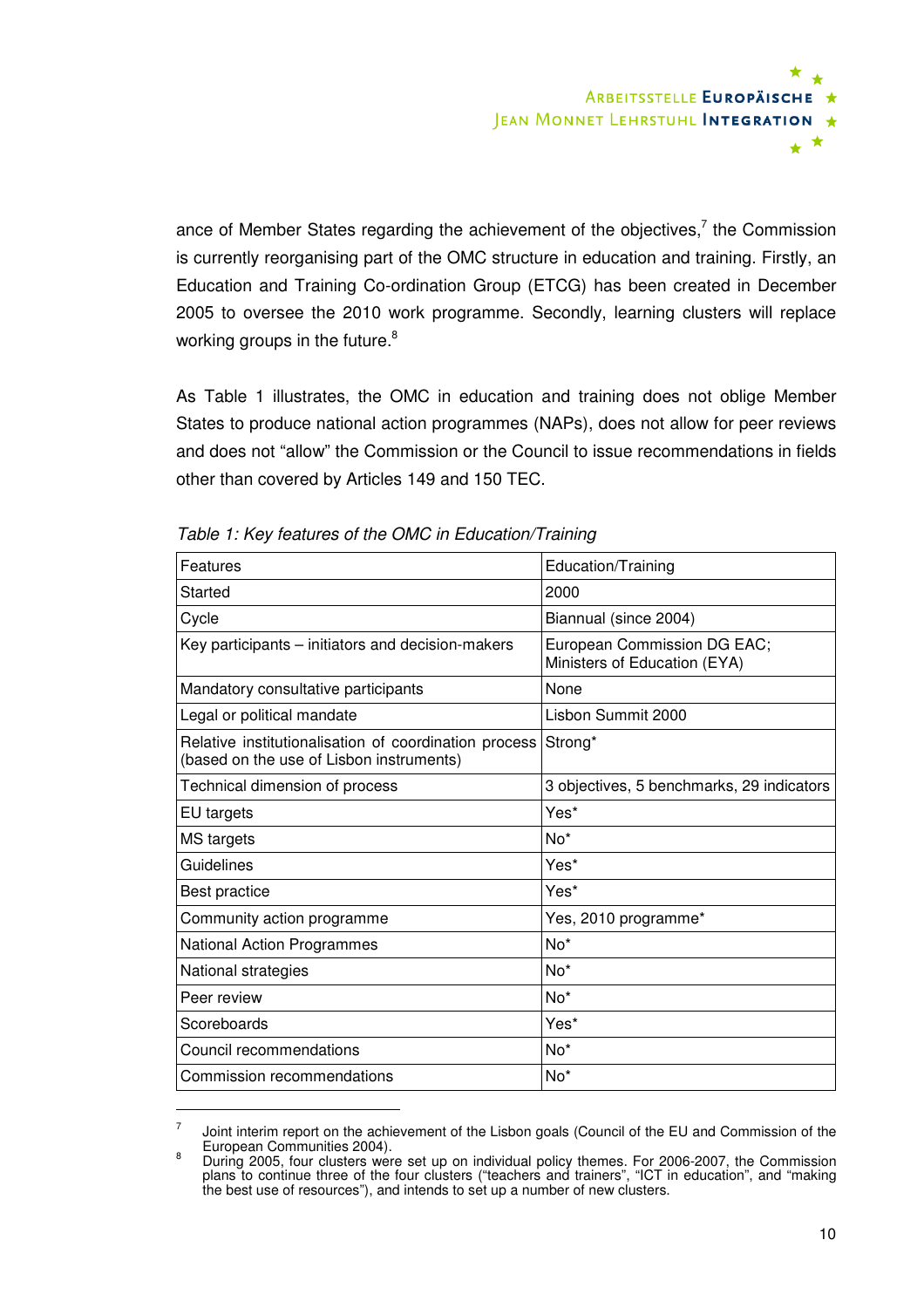ance of Member States regarding the achievement of the objectives,[7] the Commission is currently reorganising part of the OMC structure in education and training. Firstly, an Education and Training Co-ordination Group (ETCG) has been created in December 2005 to oversee the 2010 work programme. Secondly, learning clusters will replace working groups in the future.[8]

As Table 1 illustrates, the OMC in education and training does not oblige Member States to produce national action programmes (NAPs), does not allow for peer reviews and does not "allow" the Commission or the Council to issue recommendations in fields other than covered by Articles 149 and 150 TEC.

*Table 1: Key features of the OMC in Education/Training*

| Features | Education/Training |
|---|---|
| Started | 2000 |
| Cycle | Biannual (since 2004) |
| Key participants – initiators and decision-makers | European Commission DG EAC; Ministers of Education (EYA) |
| Mandatory consultative participants | None |
| Legal or political mandate | Lisbon Summit 2000 |
| Relative institutionalisation of coordination process (based on the use of Lisbon instruments) | Strong* |
| Technical dimension of process | 3 objectives, 5 benchmarks, 29 indicators |
| EU targets | Yes* |
| MS targets | No* |
| Guidelines | Yes* |
| Best practice | Yes* |
| Community action programme | Yes, 2010 programme* |
| National Action Programmes | No* |
| National strategies | No* |
| Peer review | No* |
| Scoreboards | Yes* |
| Council recommendations | No* |
| Commission recommendations | No* |

[7] Joint interim report on the achievement of the Lisbon goals (Council of the EU and Commission of the European Communities 2004).

[8] During 2005, four clusters were set up on individual policy themes. For 2006-2007, the Commission plans to continue three of the four clusters ("teachers and trainers", "ICT in education", and "making the best use of resources"), and intends to set up a number of new clusters.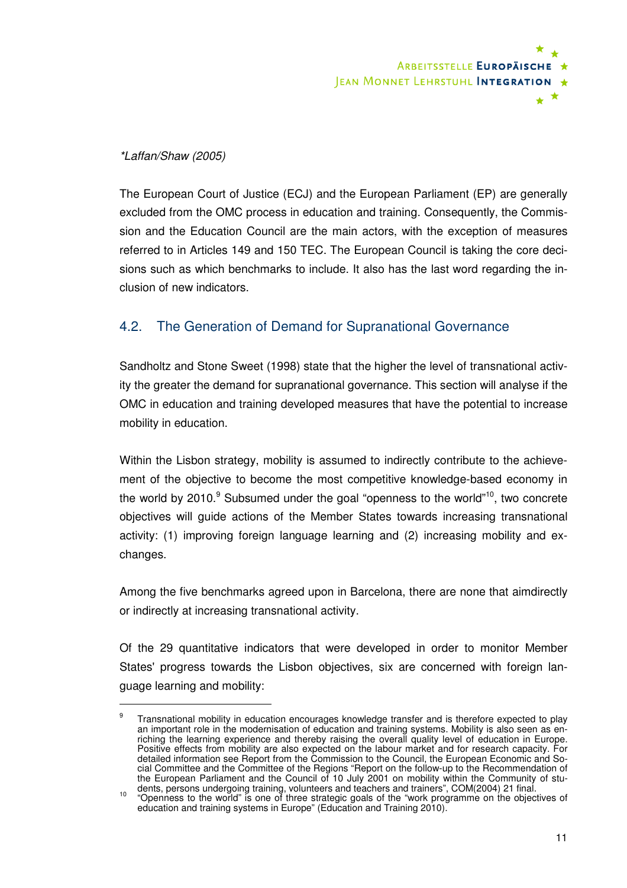*Laffan/Shaw (2005)

The European Court of Justice (ECJ) and the European Parliament (EP) are generally excluded from the OMC process in education and training. Consequently, the Commission and the Education Council are the main actors, with the exception of measures referred to in Articles 149 and 150 TEC. The European Council is taking the core decisions such as which benchmarks to include. It also has the last word regarding the inclusion of new indicators.

## 4.2. The Generation of Demand for Supranational Governance

Sandholtz and Stone Sweet (1998) state that the higher the level of transnational activity the greater the demand for supranational governance. This section will analyse if the OMC in education and training developed measures that have the potential to increase mobility in education.

Within the Lisbon strategy, mobility is assumed to indirectly contribute to the achievement of the objective to become the most competitive knowledge-based economy in the world by 2010.[9] Subsumed under the goal "openness to the world"[10], two concrete objectives will guide actions of the Member States towards increasing transnational activity: (1) improving foreign language learning and (2) increasing mobility and exchanges.

Among the five benchmarks agreed upon in Barcelona, there are none that aimdirectly or indirectly at increasing transnational activity.

Of the 29 quantitative indicators that were developed in order to monitor Member States' progress towards the Lisbon objectives, six are concerned with foreign language learning and mobility:

---

[9] Transnational mobility in education encourages knowledge transfer and is therefore expected to play an important role in the modernisation of education and training systems. Mobility is also seen as enriching the learning experience and thereby raising the overall quality level of education in Europe. Positive effects from mobility are also expected on the labour market and for research capacity. For detailed information see Report from the Commission to the Council, the European Economic and Social Committee and the Committee of the Regions "Report on the follow-up to the Recommendation of the European Parliament and the Council of 10 July 2001 on mobility within the Community of students, persons undergoing training, volunteers and teachers and trainers", COM(2004) 21 final.

[10] "Openness to the world" is one of three strategic goals of the "work programme on the objectives of education and training systems in Europe" (Education and Training 2010).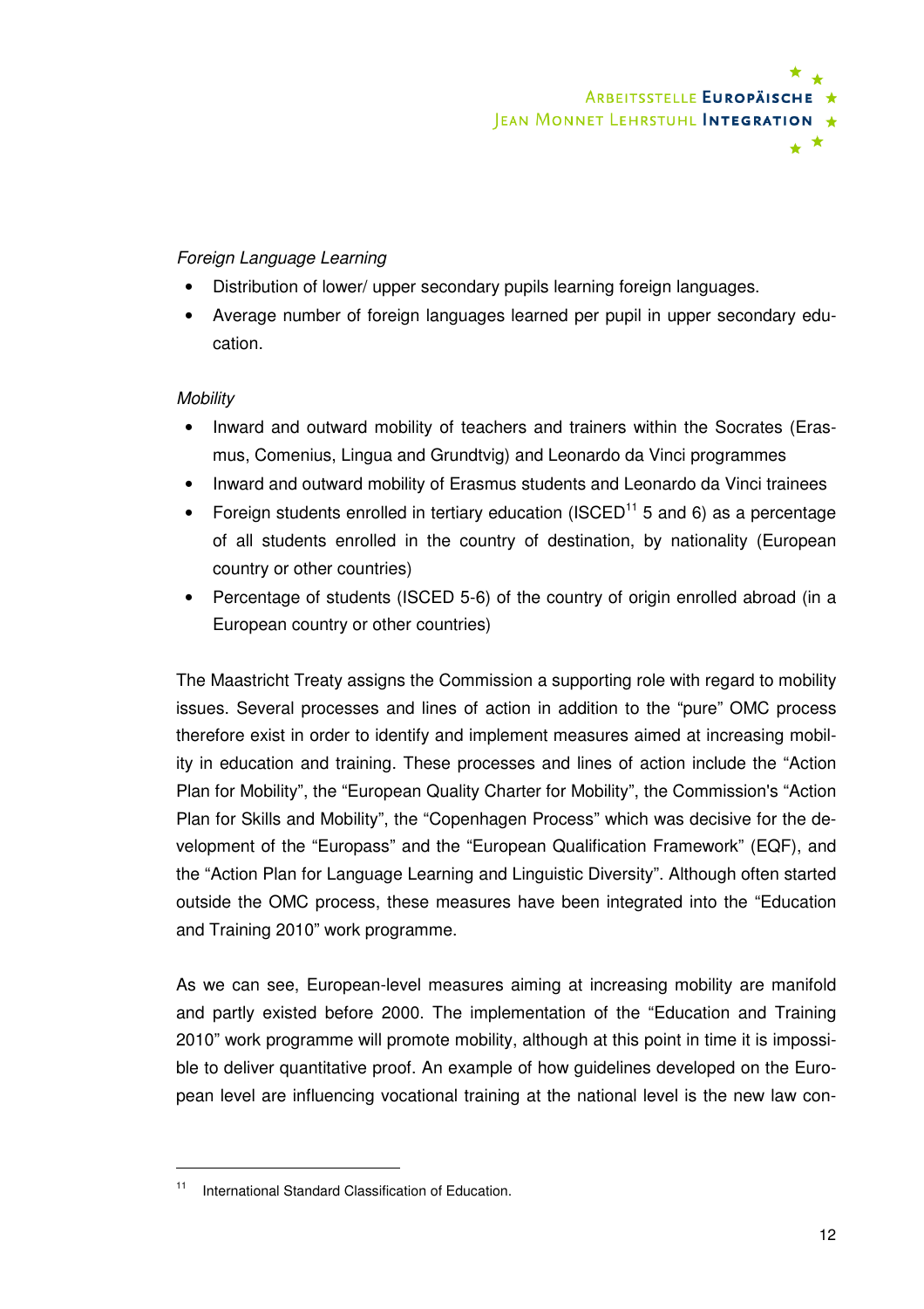*Foreign Language Learning*

- Distribution of lower/ upper secondary pupils learning foreign languages.
- Average number of foreign languages learned per pupil in upper secondary education.

*Mobility*

- Inward and outward mobility of teachers and trainers within the Socrates (Erasmus, Comenius, Lingua and Grundtvig) and Leonardo da Vinci programmes
- Inward and outward mobility of Erasmus students and Leonardo da Vinci trainees
- Foreign students enrolled in tertiary education (ISCED[11] 5 and 6) as a percentage of all students enrolled in the country of destination, by nationality (European country or other countries)
- Percentage of students (ISCED 5-6) of the country of origin enrolled abroad (in a European country or other countries)

The Maastricht Treaty assigns the Commission a supporting role with regard to mobility issues. Several processes and lines of action in addition to the "pure" OMC process therefore exist in order to identify and implement measures aimed at increasing mobility in education and training. These processes and lines of action include the "Action Plan for Mobility", the "European Quality Charter for Mobility", the Commission's "Action Plan for Skills and Mobility", the "Copenhagen Process" which was decisive for the development of the "Europass" and the "European Qualification Framework" (EQF), and the "Action Plan for Language Learning and Linguistic Diversity". Although often started outside the OMC process, these measures have been integrated into the "Education and Training 2010" work programme.

As we can see, European-level measures aiming at increasing mobility are manifold and partly existed before 2000. The implementation of the "Education and Training 2010" work programme will promote mobility, although at this point in time it is impossible to deliver quantitative proof. An example of how guidelines developed on the European level are influencing vocational training at the national level is the new law con-

[11] International Standard Classification of Education.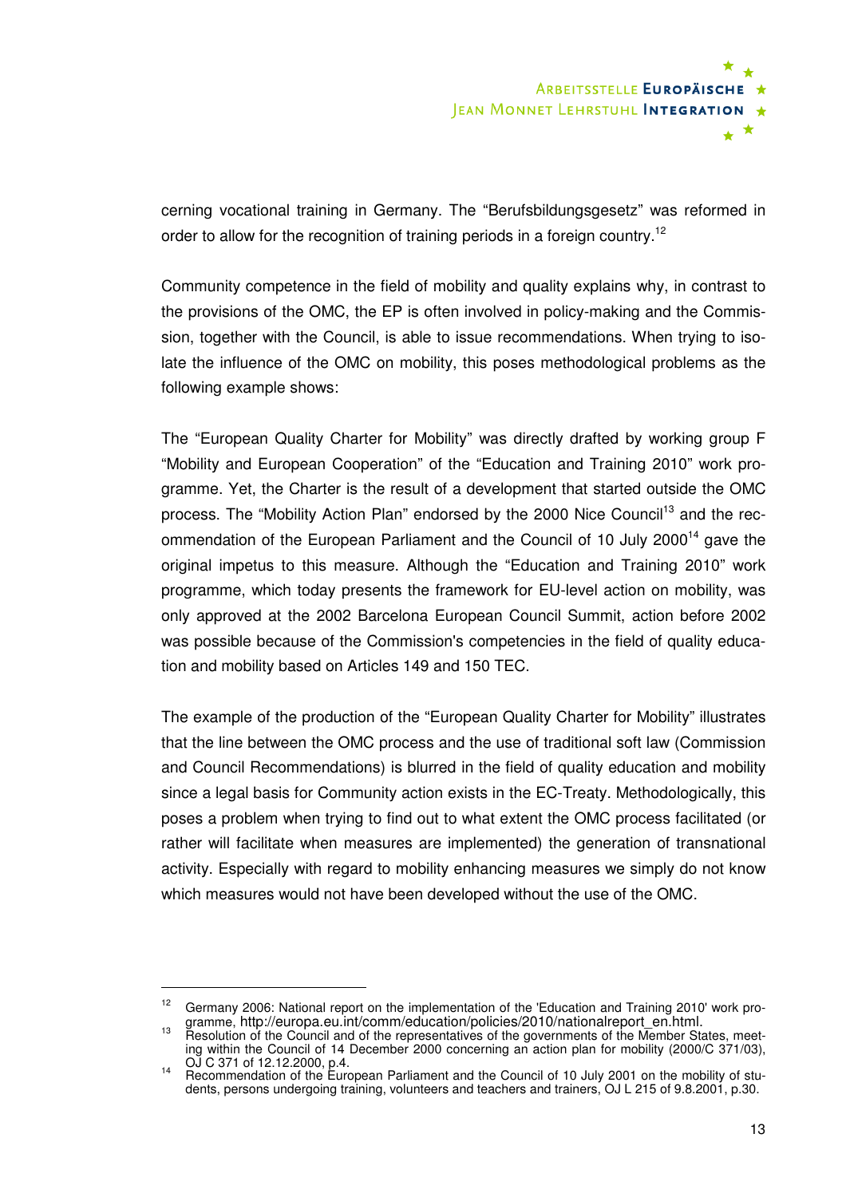cerning vocational training in Germany. The "Berufsbildungsgesetz" was reformed in order to allow for the recognition of training periods in a foreign country.[12]

Community competence in the field of mobility and quality explains why, in contrast to the provisions of the OMC, the EP is often involved in policy-making and the Commission, together with the Council, is able to issue recommendations. When trying to isolate the influence of the OMC on mobility, this poses methodological problems as the following example shows:

The "European Quality Charter for Mobility" was directly drafted by working group F "Mobility and European Cooperation" of the "Education and Training 2010" work programme. Yet, the Charter is the result of a development that started outside the OMC process. The "Mobility Action Plan" endorsed by the 2000 Nice Council[13] and the recommendation of the European Parliament and the Council of 10 July 2000[14] gave the original impetus to this measure. Although the "Education and Training 2010" work programme, which today presents the framework for EU-level action on mobility, was only approved at the 2002 Barcelona European Council Summit, action before 2002 was possible because of the Commission's competencies in the field of quality education and mobility based on Articles 149 and 150 TEC.

The example of the production of the "European Quality Charter for Mobility" illustrates that the line between the OMC process and the use of traditional soft law (Commission and Council Recommendations) is blurred in the field of quality education and mobility since a legal basis for Community action exists in the EC-Treaty. Methodologically, this poses a problem when trying to find out to what extent the OMC process facilitated (or rather will facilitate when measures are implemented) the generation of transnational activity. Especially with regard to mobility enhancing measures we simply do not know which measures would not have been developed without the use of the OMC.

---

[12] Germany 2006: National report on the implementation of the 'Education and Training 2010' work programme, http://europa.eu.int/comm/education/policies/2010/nationalreport_en.html.

[13] Resolution of the Council and of the representatives of the governments of the Member States, meeting within the Council of 14 December 2000 concerning an action plan for mobility (2000/C 371/03), OJ C 371 of 12.12.2000, p.4.

[14] Recommendation of the European Parliament and the Council of 10 July 2001 on the mobility of students, persons undergoing training, volunteers and teachers and trainers, OJ L 215 of 9.8.2001, p.30.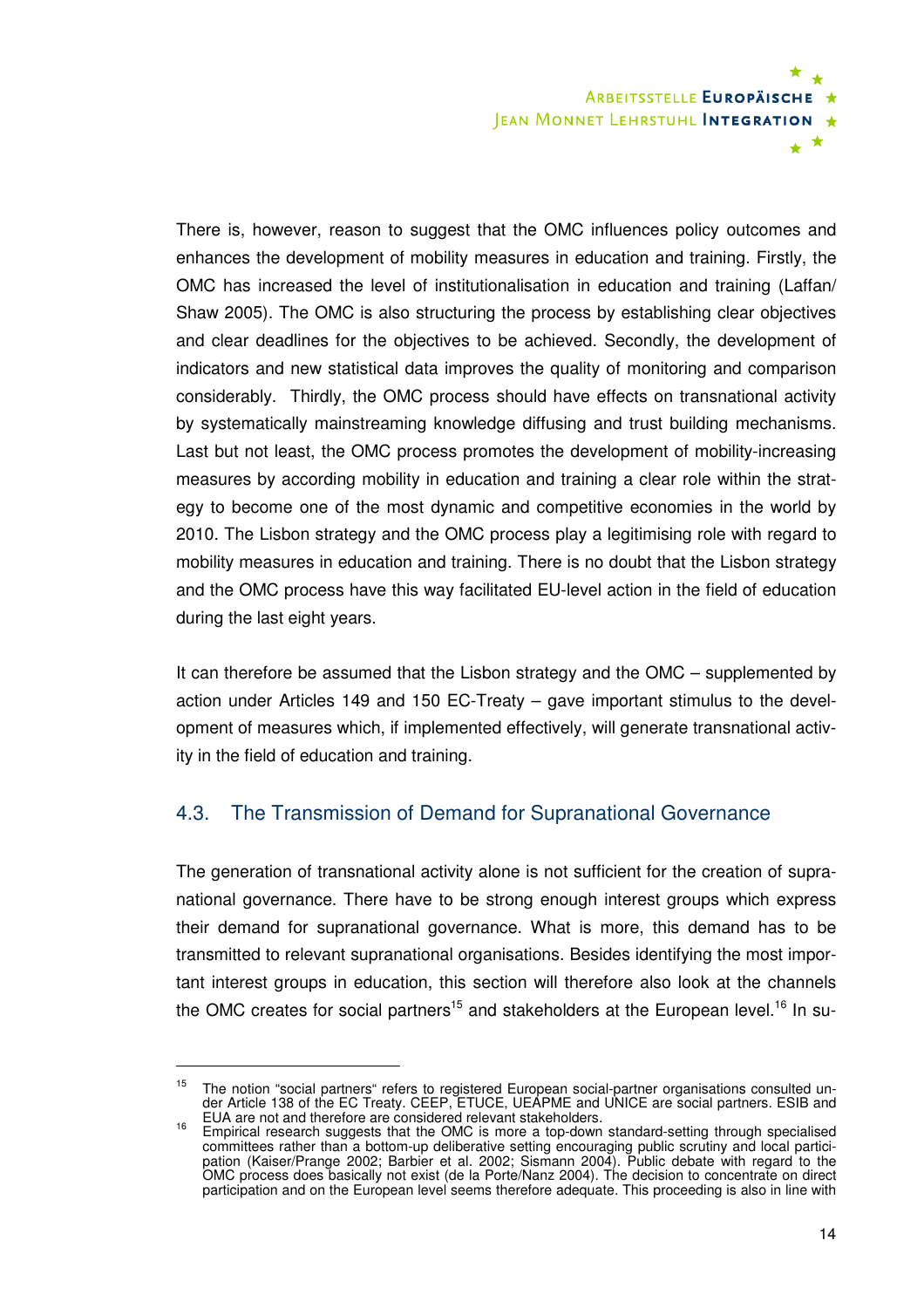There is, however, reason to suggest that the OMC influences policy outcomes and enhances the development of mobility measures in education and training. Firstly, the OMC has increased the level of institutionalisation in education and training (Laffan/ Shaw 2005). The OMC is also structuring the process by establishing clear objectives and clear deadlines for the objectives to be achieved. Secondly, the development of indicators and new statistical data improves the quality of monitoring and comparison considerably. Thirdly, the OMC process should have effects on transnational activity by systematically mainstreaming knowledge diffusing and trust building mechanisms. Last but not least, the OMC process promotes the development of mobility-increasing measures by according mobility in education and training a clear role within the strategy to become one of the most dynamic and competitive economies in the world by 2010. The Lisbon strategy and the OMC process play a legitimising role with regard to mobility measures in education and training. There is no doubt that the Lisbon strategy and the OMC process have this way facilitated EU-level action in the field of education during the last eight years.

It can therefore be assumed that the Lisbon strategy and the OMC – supplemented by action under Articles 149 and 150 EC-Treaty – gave important stimulus to the development of measures which, if implemented effectively, will generate transnational activity in the field of education and training.

## 4.3. The Transmission of Demand for Supranational Governance

The generation of transnational activity alone is not sufficient for the creation of supranational governance. There have to be strong enough interest groups which express their demand for supranational governance. What is more, this demand has to be transmitted to relevant supranational organisations. Besides identifying the most important interest groups in education, this section will therefore also look at the channels the OMC creates for social partners[15] and stakeholders at the European level.[16] In su-

---

[15] The notion "social partners" refers to registered European social-partner organisations consulted under Article 138 of the EC Treaty. CEEP, ETUCE, UEAPME and UNICE are social partners. ESIB and EUA are not and therefore are considered relevant stakeholders.

[16] Empirical research suggests that the OMC is more a top-down standard-setting through specialised committees rather than a bottom-up deliberative setting encouraging public scrutiny and local participation (Kaiser/Prange 2002; Barbier et al. 2002; Sismann 2004). Public debate with regard to the OMC process does basically not exist (de la Porte/Nanz 2004). The decision to concentrate on direct participation and on the European level seems therefore adequate. This proceeding is also in line with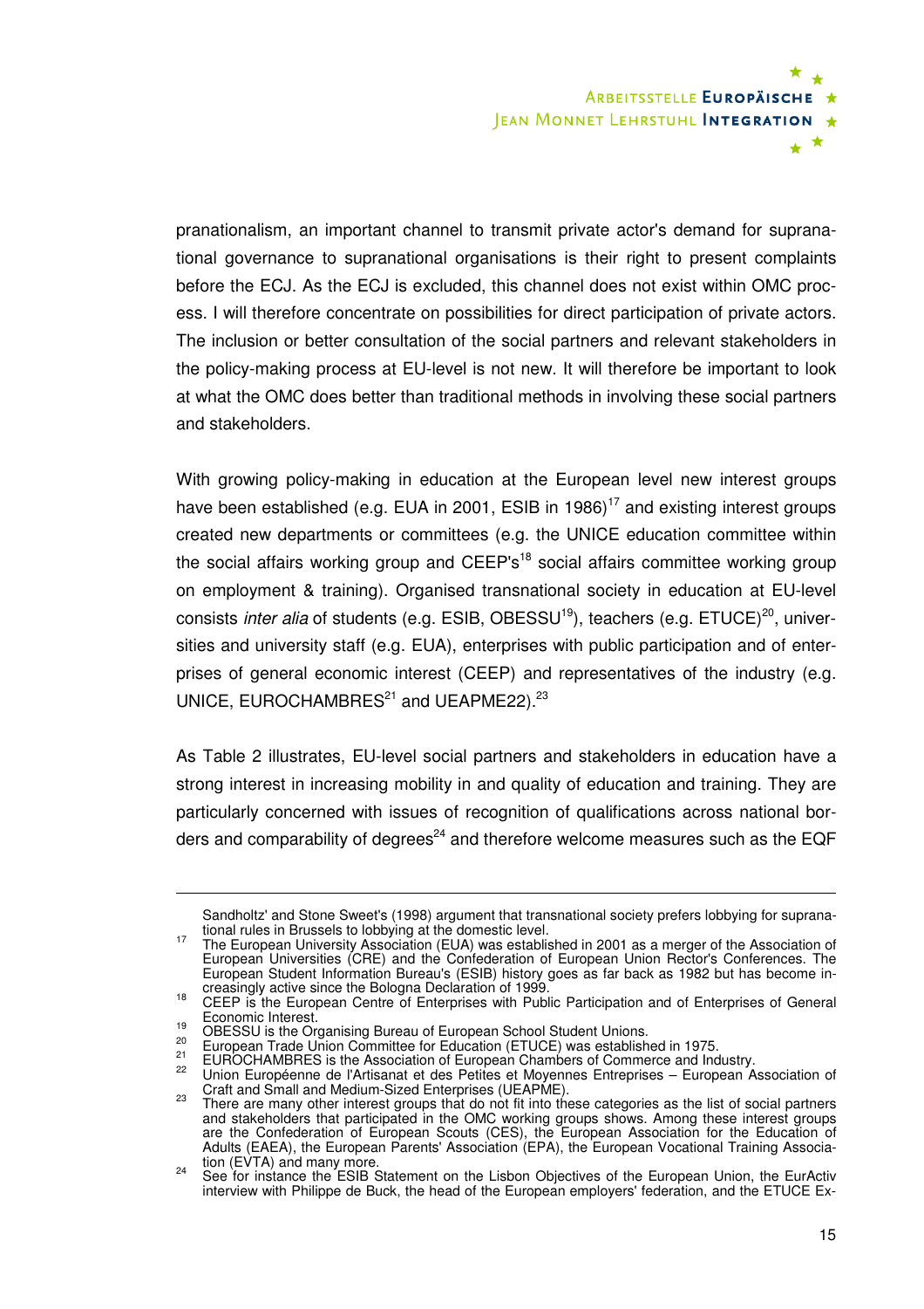pranationalism, an important channel to transmit private actor's demand for supranational governance to supranational organisations is their right to present complaints before the ECJ. As the ECJ is excluded, this channel does not exist within OMC process. I will therefore concentrate on possibilities for direct participation of private actors. The inclusion or better consultation of the social partners and relevant stakeholders in the policy-making process at EU-level is not new. It will therefore be important to look at what the OMC does better than traditional methods in involving these social partners and stakeholders.

With growing policy-making in education at the European level new interest groups have been established (e.g. EUA in 2001, ESIB in 1986)[17] and existing interest groups created new departments or committees (e.g. the UNICE education committee within the social affairs working group and CEEP's[18] social affairs committee working group on employment & training). Organised transnational society in education at EU-level consists *inter alia* of students (e.g. ESIB, OBESSU[19]), teachers (e.g. ETUCE)[20], universities and university staff (e.g. EUA), enterprises with public participation and of enterprises of general economic interest (CEEP) and representatives of the industry (e.g. UNICE, EUROCHAMBRES[21] and UEAPME22).[23]

As Table 2 illustrates, EU-level social partners and stakeholders in education have a strong interest in increasing mobility in and quality of education and training. They are particularly concerned with issues of recognition of qualifications across national borders and comparability of degrees[24] and therefore welcome measures such as the EQF

---

Sandholtz' and Stone Sweet's (1998) argument that transnational society prefers lobbying for supranational rules in Brussels to lobbying at the domestic level.

[17] The European University Association (EUA) was established in 2001 as a merger of the Association of European Universities (CRE) and the Confederation of European Union Rector's Conferences. The European Student Information Bureau's (ESIB) history goes as far back as 1982 but has become increasingly active since the Bologna Declaration of 1999.

[18] CEEP is the European Centre of Enterprises with Public Participation and of Enterprises of General Economic Interest.

[19] OBESSU is the Organising Bureau of European School Student Unions.

[20] European Trade Union Committee for Education (ETUCE) was established in 1975.

[21] EUROCHAMBRES is the Association of European Chambers of Commerce and Industry.

[22] Union Européenne de l'Artisanat et des Petites et Moyennes Entreprises – European Association of Craft and Small and Medium-Sized Enterprises (UEAPME).

[23] There are many other interest groups that do not fit into these categories as the list of social partners and stakeholders that participated in the OMC working groups shows. Among these interest groups are the Confederation of European Scouts (CES), the European Association for the Education of Adults (EAEA), the European Parents' Association (EPA), the European Vocational Training Association (EVTA) and many more.

[24] See for instance the ESIB Statement on the Lisbon Objectives of the European Union, the EurActiv interview with Philippe de Buck, the head of the European employers' federation, and the ETUCE Ex-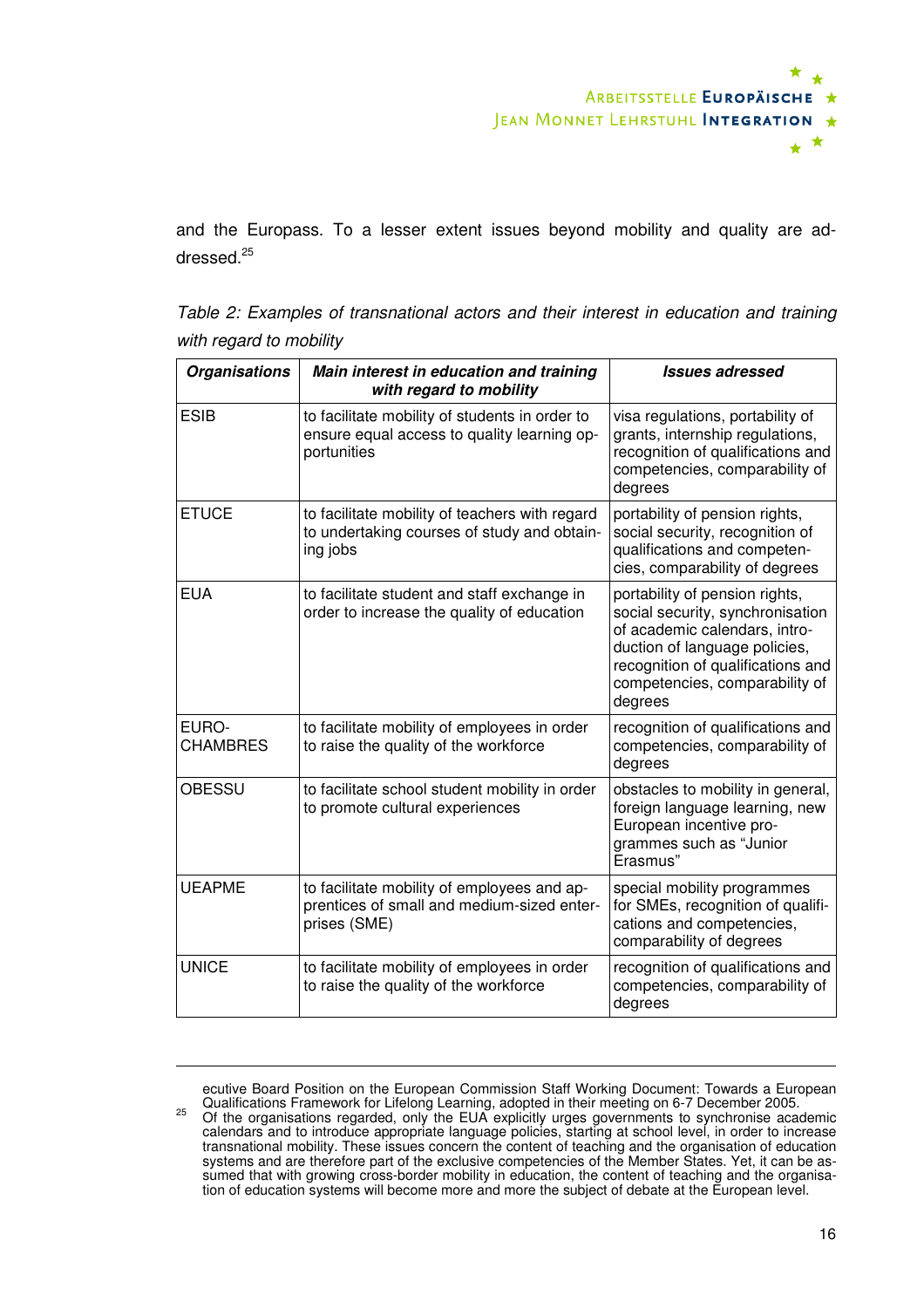and the Europass. To a lesser extent issues beyond mobility and quality are addressed.[25]

*Table 2: Examples of transnational actors and their interest in education and training with regard to mobility*

| ***Organisations*** | ***Main interest in education and training with regard to mobility*** | ***Issues adressed*** |
|---|---|---|
| ESIB | to facilitate mobility of students in order to ensure equal access to quality learning opportunities | visa regulations, portability of grants, internship regulations, recognition of qualifications and competencies, comparability of degrees |
| ETUCE | to facilitate mobility of teachers with regard to undertaking courses of study and obtaining jobs | portability of pension rights, social security, recognition of qualifications and competencies, comparability of degrees |
| EUA | to facilitate student and staff exchange in order to increase the quality of education | portability of pension rights, social security, synchronisation of academic calendars, introduction of language policies, recognition of qualifications and competencies, comparability of degrees |
| EURO-CHAMBRES | to facilitate mobility of employees in order to raise the quality of the workforce | recognition of qualifications and competencies, comparability of degrees |
| OBESSU | to facilitate school student mobility in order to promote cultural experiences | obstacles to mobility in general, foreign language learning, new European incentive programmes such as "Junior Erasmus" |
| UEAPME | to facilitate mobility of employees and apprentices of small and medium-sized enterprises (SME) | special mobility programmes for SMEs, recognition of qualifications and competencies, comparability of degrees |
| UNICE | to facilitate mobility of employees in order to raise the quality of the workforce | recognition of qualifications and competencies, comparability of degrees |

ecutive Board Position on the European Commission Staff Working Document: Towards a European Qualifications Framework for Lifelong Learning, adopted in their meeting on 6-7 December 2005.

[25] Of the organisations regarded, only the EUA explicitly urges governments to synchronise academic calendars and to introduce appropriate language policies, starting at school level, in order to increase transnational mobility. These issues concern the content of teaching and the organisation of education systems and are therefore part of the exclusive competencies of the Member States. Yet, it can be assumed that with growing cross-border mobility in education, the content of teaching and the organisation of education systems will become more and more the subject of debate at the European level.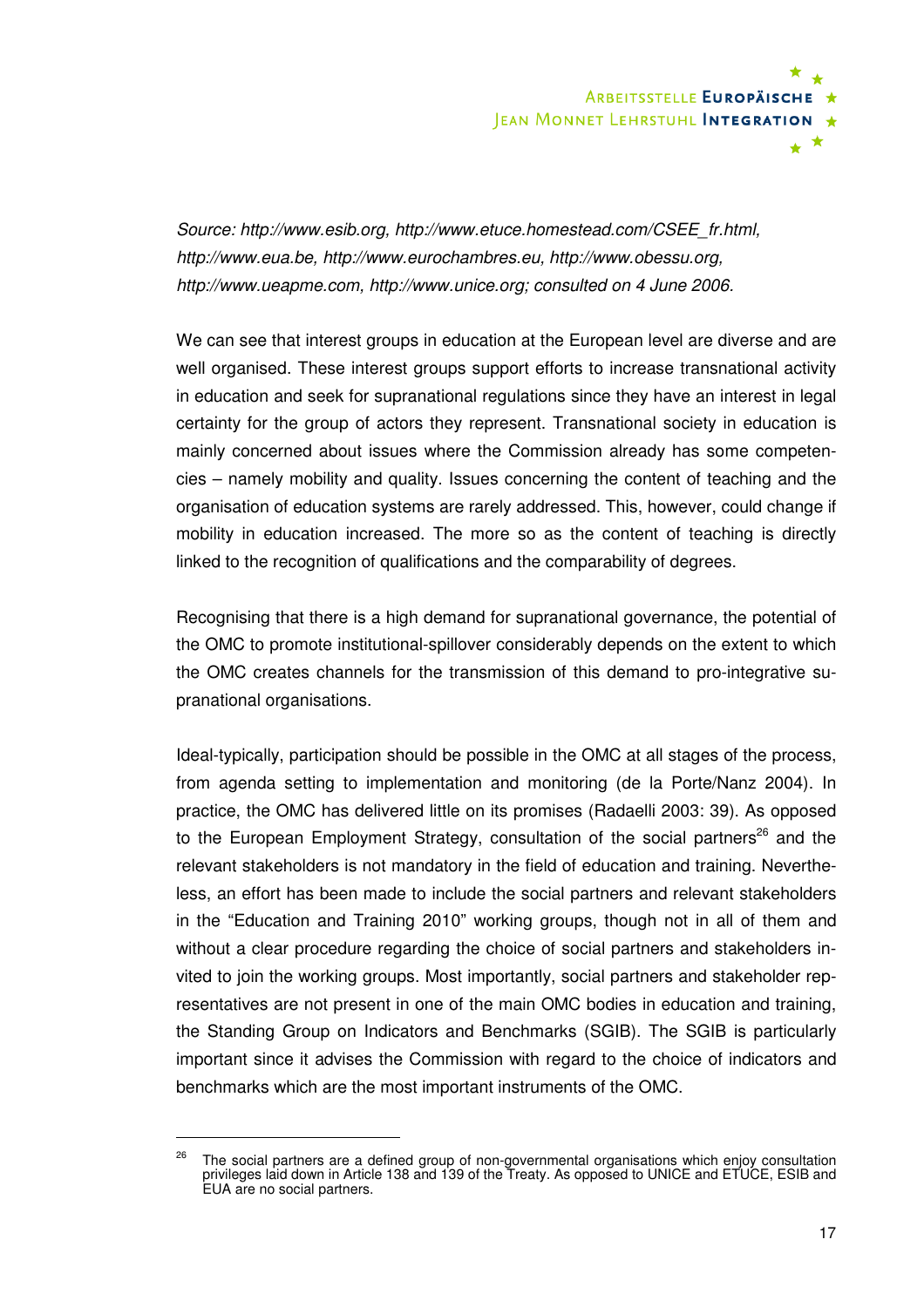*Source: http://www.esib.org, http://www.etuce.homestead.com/CSEE_fr.html, http://www.eua.be, http://www.eurochambres.eu, http://www.obessu.org, http://www.ueapme.com, http://www.unice.org; consulted on 4 June 2006.*

We can see that interest groups in education at the European level are diverse and are well organised. These interest groups support efforts to increase transnational activity in education and seek for supranational regulations since they have an interest in legal certainty for the group of actors they represent. Transnational society in education is mainly concerned about issues where the Commission already has some competencies – namely mobility and quality. Issues concerning the content of teaching and the organisation of education systems are rarely addressed. This, however, could change if mobility in education increased. The more so as the content of teaching is directly linked to the recognition of qualifications and the comparability of degrees.

Recognising that there is a high demand for supranational governance, the potential of the OMC to promote institutional-spillover considerably depends on the extent to which the OMC creates channels for the transmission of this demand to pro-integrative supranational organisations.

Ideal-typically, participation should be possible in the OMC at all stages of the process, from agenda setting to implementation and monitoring (de la Porte/Nanz 2004). In practice, the OMC has delivered little on its promises (Radaelli 2003: 39). As opposed to the European Employment Strategy, consultation of the social partners[26] and the relevant stakeholders is not mandatory in the field of education and training. Nevertheless, an effort has been made to include the social partners and relevant stakeholders in the "Education and Training 2010" working groups, though not in all of them and without a clear procedure regarding the choice of social partners and stakeholders invited to join the working groups. Most importantly, social partners and stakeholder representatives are not present in one of the main OMC bodies in education and training, the Standing Group on Indicators and Benchmarks (SGIB). The SGIB is particularly important since it advises the Commission with regard to the choice of indicators and benchmarks which are the most important instruments of the OMC.

[26] The social partners are a defined group of non-governmental organisations which enjoy consultation privileges laid down in Article 138 and 139 of the Treaty. As opposed to UNICE and ETUCE, ESIB and EUA are no social partners.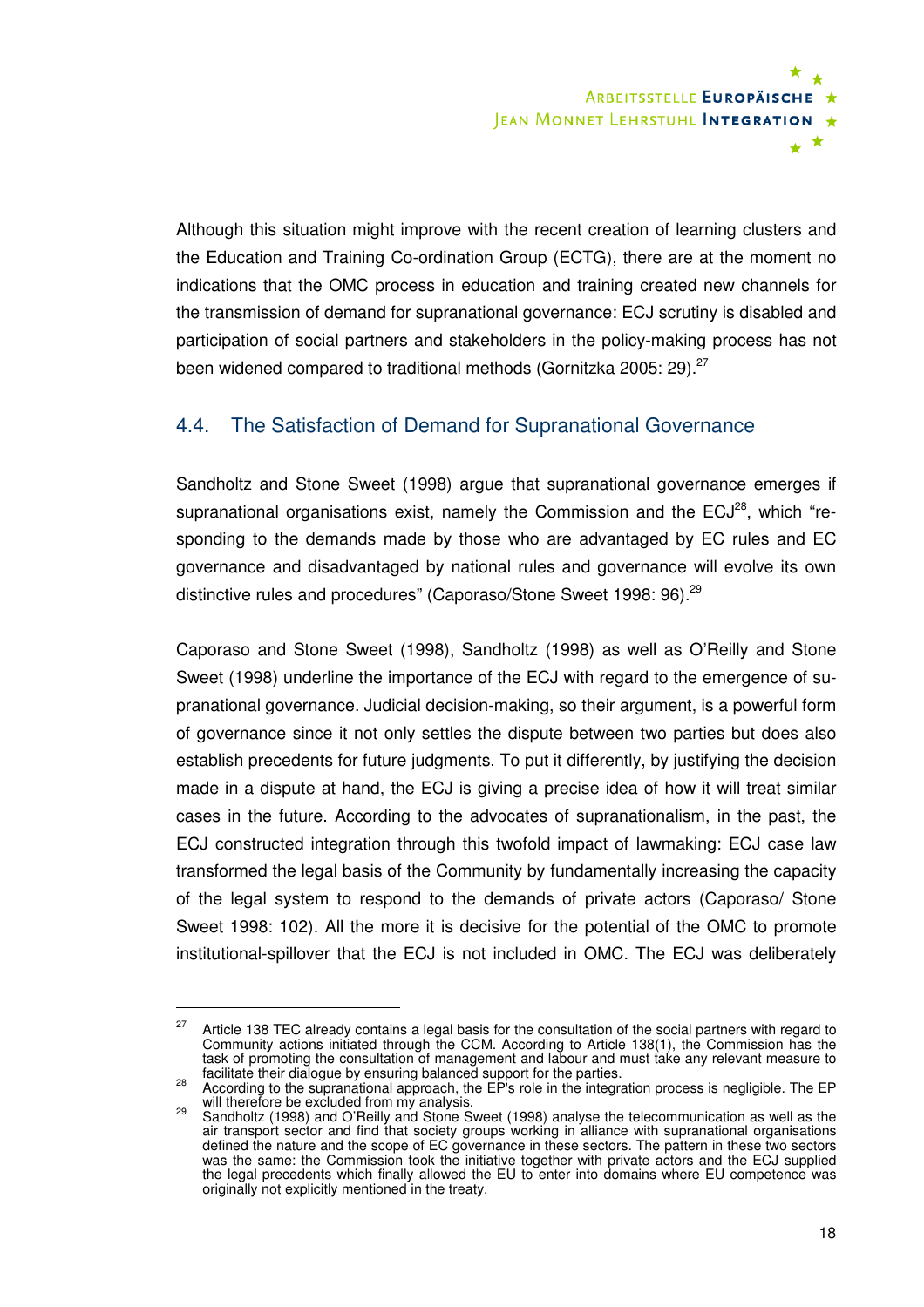Although this situation might improve with the recent creation of learning clusters and the Education and Training Co-ordination Group (ECTG), there are at the moment no indications that the OMC process in education and training created new channels for the transmission of demand for supranational governance: ECJ scrutiny is disabled and participation of social partners and stakeholders in the policy-making process has not been widened compared to traditional methods (Gornitzka 2005: 29).[27]

## 4.4. The Satisfaction of Demand for Supranational Governance

Sandholtz and Stone Sweet (1998) argue that supranational governance emerges if supranational organisations exist, namely the Commission and the ECJ[28], which "responding to the demands made by those who are advantaged by EC rules and EC governance and disadvantaged by national rules and governance will evolve its own distinctive rules and procedures" (Caporaso/Stone Sweet 1998: 96).[29]

Caporaso and Stone Sweet (1998), Sandholtz (1998) as well as O'Reilly and Stone Sweet (1998) underline the importance of the ECJ with regard to the emergence of supranational governance. Judicial decision-making, so their argument, is a powerful form of governance since it not only settles the dispute between two parties but does also establish precedents for future judgments. To put it differently, by justifying the decision made in a dispute at hand, the ECJ is giving a precise idea of how it will treat similar cases in the future. According to the advocates of supranationalism, in the past, the ECJ constructed integration through this twofold impact of lawmaking: ECJ case law transformed the legal basis of the Community by fundamentally increasing the capacity of the legal system to respond to the demands of private actors (Caporaso/ Stone Sweet 1998: 102). All the more it is decisive for the potential of the OMC to promote institutional-spillover that the ECJ is not included in OMC. The ECJ was deliberately

---

[27] Article 138 TEC already contains a legal basis for the consultation of the social partners with regard to Community actions initiated through the CCM. According to Article 138(1), the Commission has the task of promoting the consultation of management and labour and must take any relevant measure to facilitate their dialogue by ensuring balanced support for the parties.

[28] According to the supranational approach, the EP's role in the integration process is negligible. The EP will therefore be excluded from my analysis.

[29] Sandholtz (1998) and O'Reilly and Stone Sweet (1998) analyse the telecommunication as well as the air transport sector and find that society groups working in alliance with supranational organisations defined the nature and the scope of EC governance in these sectors. The pattern in these two sectors was the same: the Commission took the initiative together with private actors and the ECJ supplied the legal precedents which finally allowed the EU to enter into domains where EU competence was originally not explicitly mentioned in the treaty.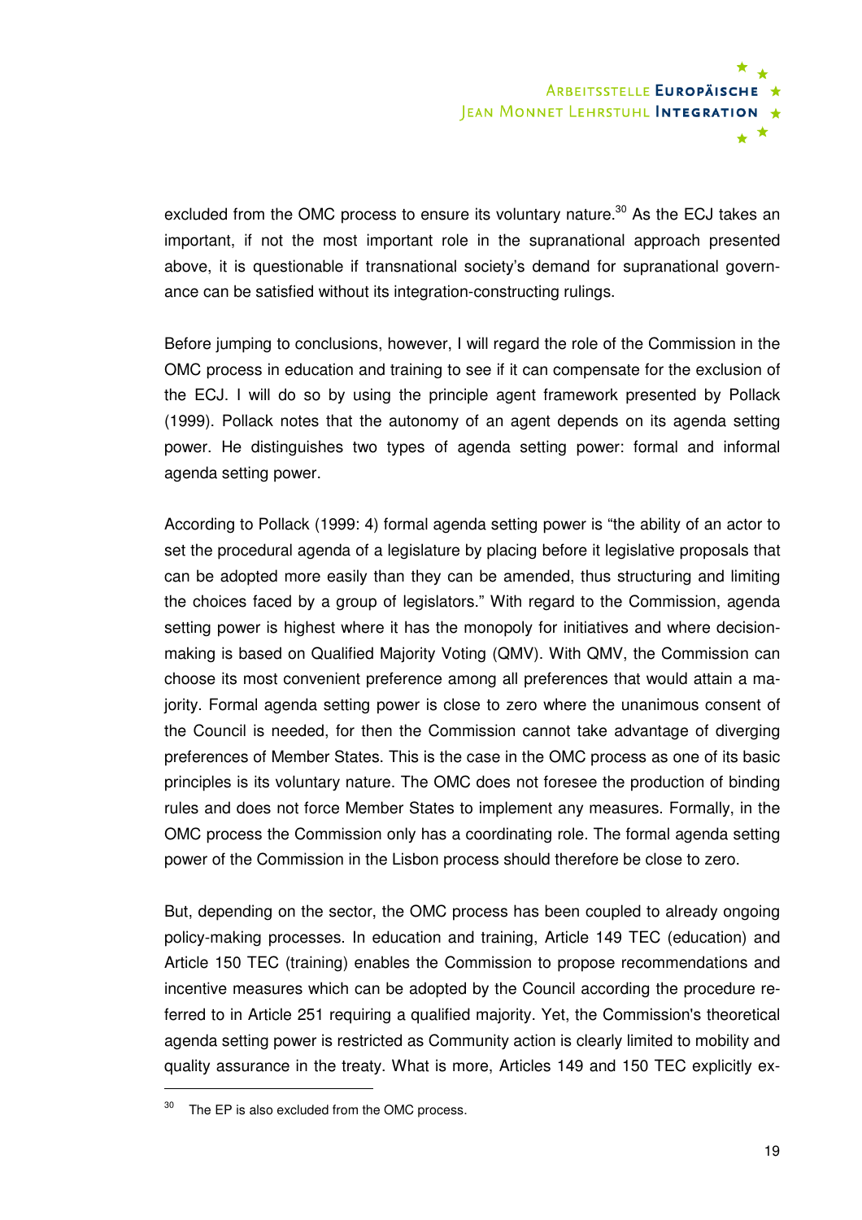excluded from the OMC process to ensure its voluntary nature.[30] As the ECJ takes an important, if not the most important role in the supranational approach presented above, it is questionable if transnational society's demand for supranational governance can be satisfied without its integration-constructing rulings.

Before jumping to conclusions, however, I will regard the role of the Commission in the OMC process in education and training to see if it can compensate for the exclusion of the ECJ. I will do so by using the principle agent framework presented by Pollack (1999). Pollack notes that the autonomy of an agent depends on its agenda setting power. He distinguishes two types of agenda setting power: formal and informal agenda setting power.

According to Pollack (1999: 4) formal agenda setting power is "the ability of an actor to set the procedural agenda of a legislature by placing before it legislative proposals that can be adopted more easily than they can be amended, thus structuring and limiting the choices faced by a group of legislators." With regard to the Commission, agenda setting power is highest where it has the monopoly for initiatives and where decision-making is based on Qualified Majority Voting (QMV). With QMV, the Commission can choose its most convenient preference among all preferences that would attain a majority. Formal agenda setting power is close to zero where the unanimous consent of the Council is needed, for then the Commission cannot take advantage of diverging preferences of Member States. This is the case in the OMC process as one of its basic principles is its voluntary nature. The OMC does not foresee the production of binding rules and does not force Member States to implement any measures. Formally, in the OMC process the Commission only has a coordinating role. The formal agenda setting power of the Commission in the Lisbon process should therefore be close to zero.

But, depending on the sector, the OMC process has been coupled to already ongoing policy-making processes. In education and training, Article 149 TEC (education) and Article 150 TEC (training) enables the Commission to propose recommendations and incentive measures which can be adopted by the Council according the procedure referred to in Article 251 requiring a qualified majority. Yet, the Commission's theoretical agenda setting power is restricted as Community action is clearly limited to mobility and quality assurance in the treaty. What is more, Articles 149 and 150 TEC explicitly ex-

[30] The EP is also excluded from the OMC process.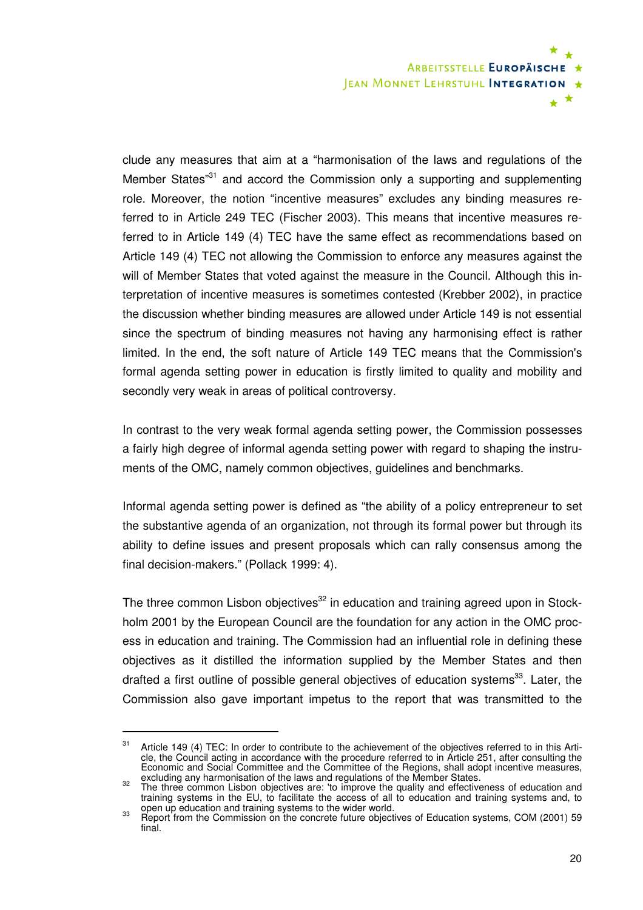clude any measures that aim at a “harmonisation of the laws and regulations of the Member States”[31] and accord the Commission only a supporting and supplementing role. Moreover, the notion “incentive measures” excludes any binding measures referred to in Article 249 TEC (Fischer 2003). This means that incentive measures referred to in Article 149 (4) TEC have the same effect as recommendations based on Article 149 (4) TEC not allowing the Commission to enforce any measures against the will of Member States that voted against the measure in the Council. Although this interpretation of incentive measures is sometimes contested (Krebber 2002), in practice the discussion whether binding measures are allowed under Article 149 is not essential since the spectrum of binding measures not having any harmonising effect is rather limited. In the end, the soft nature of Article 149 TEC means that the Commission's formal agenda setting power in education is firstly limited to quality and mobility and secondly very weak in areas of political controversy.

In contrast to the very weak formal agenda setting power, the Commission possesses a fairly high degree of informal agenda setting power with regard to shaping the instruments of the OMC, namely common objectives, guidelines and benchmarks.

Informal agenda setting power is defined as “the ability of a policy entrepreneur to set the substantive agenda of an organization, not through its formal power but through its ability to define issues and present proposals which can rally consensus among the final decision-makers.” (Pollack 1999: 4).

The three common Lisbon objectives[32] in education and training agreed upon in Stockholm 2001 by the European Council are the foundation for any action in the OMC process in education and training. The Commission had an influential role in defining these objectives as it distilled the information supplied by the Member States and then drafted a first outline of possible general objectives of education systems[33]. Later, the Commission also gave important impetus to the report that was transmitted to the

---

[31] Article 149 (4) TEC: In order to contribute to the achievement of the objectives referred to in this Article, the Council acting in accordance with the procedure referred to in Article 251, after consulting the Economic and Social Committee and the Committee of the Regions, shall adopt incentive measures, excluding any harmonisation of the laws and regulations of the Member States.

[32] The three common Lisbon objectives are: 'to improve the quality and effectiveness of education and training systems in the EU, to facilitate the access of all to education and training systems and, to open up education and training systems to the wider world.

[33] Report from the Commission on the concrete future objectives of Education systems, COM (2001) 59 final.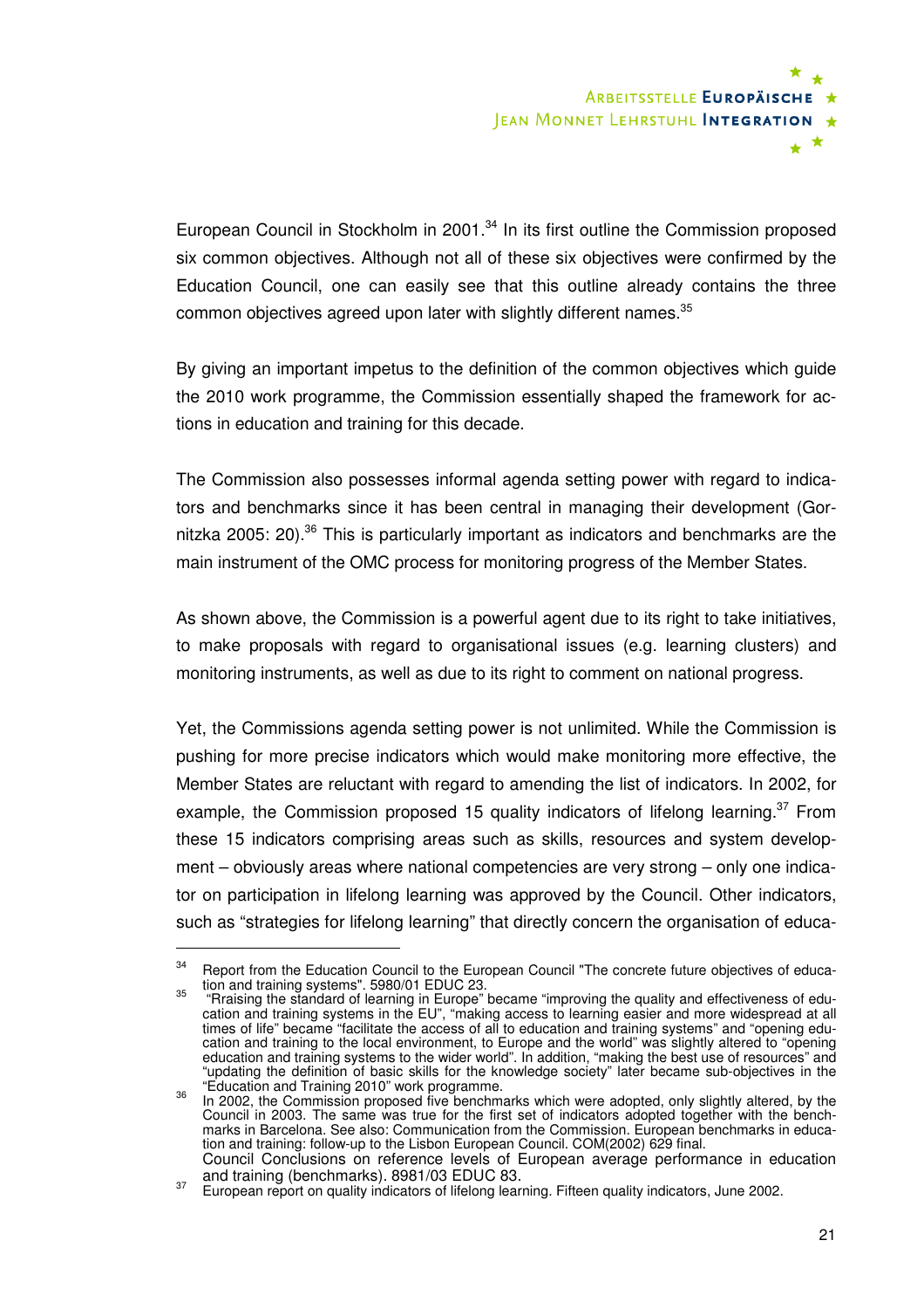European Council in Stockholm in 2001.[34] In its first outline the Commission proposed six common objectives. Although not all of these six objectives were confirmed by the Education Council, one can easily see that this outline already contains the three common objectives agreed upon later with slightly different names.[35]

By giving an important impetus to the definition of the common objectives which guide the 2010 work programme, the Commission essentially shaped the framework for actions in education and training for this decade.

The Commission also possesses informal agenda setting power with regard to indicators and benchmarks since it has been central in managing their development (Gornitzka 2005: 20).[36] This is particularly important as indicators and benchmarks are the main instrument of the OMC process for monitoring progress of the Member States.

As shown above, the Commission is a powerful agent due to its right to take initiatives, to make proposals with regard to organisational issues (e.g. learning clusters) and monitoring instruments, as well as due to its right to comment on national progress.

Yet, the Commissions agenda setting power is not unlimited. While the Commission is pushing for more precise indicators which would make monitoring more effective, the Member States are reluctant with regard to amending the list of indicators. In 2002, for example, the Commission proposed 15 quality indicators of lifelong learning.[37] From these 15 indicators comprising areas such as skills, resources and system development – obviously areas where national competencies are very strong – only one indicator on participation in lifelong learning was approved by the Council. Other indicators, such as "strategies for lifelong learning" that directly concern the organisation of educa-

---

[34] Report from the Education Council to the European Council "The concrete future objectives of education and training systems". 5980/01 EDUC 23.

[35] "Rraising the standard of learning in Europe" became "improving the quality and effectiveness of education and training systems in the EU", "making access to learning easier and more widespread at all times of life" became "facilitate the access of all to education and training systems" and "opening education and training to the local environment, to Europe and the world" was slightly altered to "opening education and training systems to the wider world". In addition, "making the best use of resources" and "updating the definition of basic skills for the knowledge society" later became sub-objectives in the "Education and Training 2010" work programme.

[36] In 2002, the Commission proposed five benchmarks which were adopted, only slightly altered, by the Council in 2003. The same was true for the first set of indicators adopted together with the benchmarks in Barcelona. See also: Communication from the Commission. European benchmarks in education and training: follow-up to the Lisbon European Council. COM(2002) 629 final.
Council Conclusions on reference levels of European average performance in education and training (benchmarks). 8981/03 EDUC 83.

[37] European report on quality indicators of lifelong learning. Fifteen quality indicators, June 2002.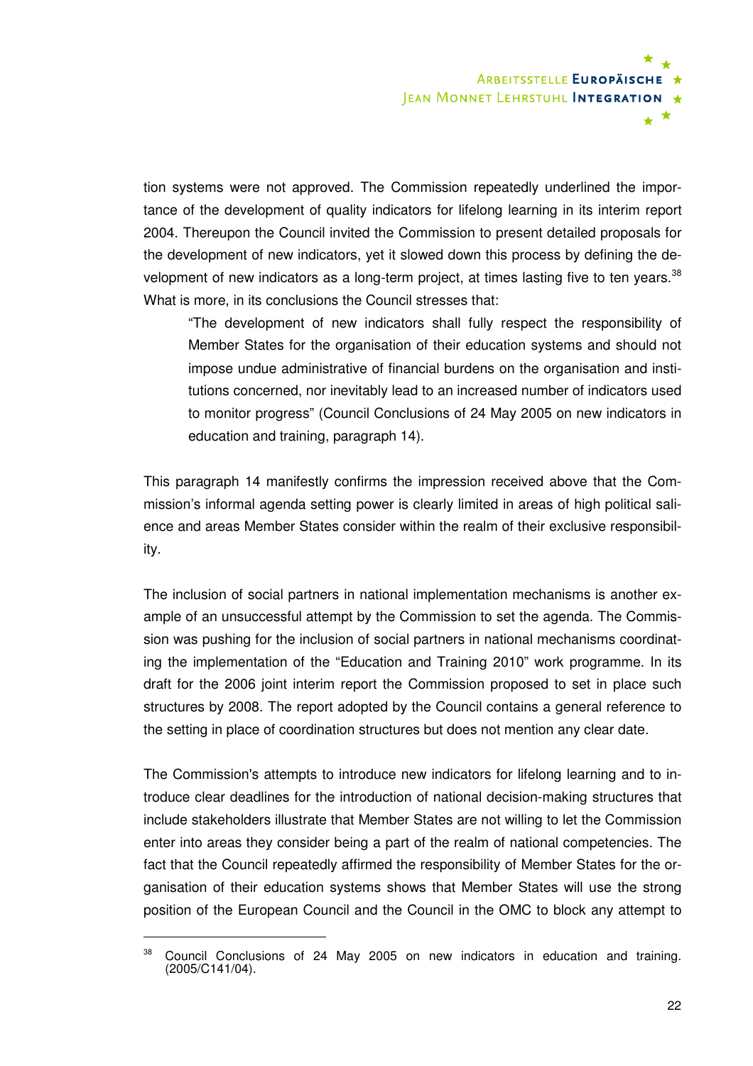tion systems were not approved. The Commission repeatedly underlined the importance of the development of quality indicators for lifelong learning in its interim report 2004. Thereupon the Council invited the Commission to present detailed proposals for the development of new indicators, yet it slowed down this process by defining the development of new indicators as a long-term project, at times lasting five to ten years.[38] What is more, in its conclusions the Council stresses that:

> "The development of new indicators shall fully respect the responsibility of Member States for the organisation of their education systems and should not impose undue administrative of financial burdens on the organisation and institutions concerned, nor inevitably lead to an increased number of indicators used to monitor progress" (Council Conclusions of 24 May 2005 on new indicators in education and training, paragraph 14).

This paragraph 14 manifestly confirms the impression received above that the Commission's informal agenda setting power is clearly limited in areas of high political salience and areas Member States consider within the realm of their exclusive responsibility.

The inclusion of social partners in national implementation mechanisms is another example of an unsuccessful attempt by the Commission to set the agenda. The Commission was pushing for the inclusion of social partners in national mechanisms coordinating the implementation of the "Education and Training 2010" work programme. In its draft for the 2006 joint interim report the Commission proposed to set in place such structures by 2008. The report adopted by the Council contains a general reference to the setting in place of coordination structures but does not mention any clear date.

The Commission's attempts to introduce new indicators for lifelong learning and to introduce clear deadlines for the introduction of national decision-making structures that include stakeholders illustrate that Member States are not willing to let the Commission enter into areas they consider being a part of the realm of national competencies. The fact that the Council repeatedly affirmed the responsibility of Member States for the organisation of their education systems shows that Member States will use the strong position of the European Council and the Council in the OMC to block any attempt to

---

[38] Council Conclusions of 24 May 2005 on new indicators in education and training. (2005/C141/04).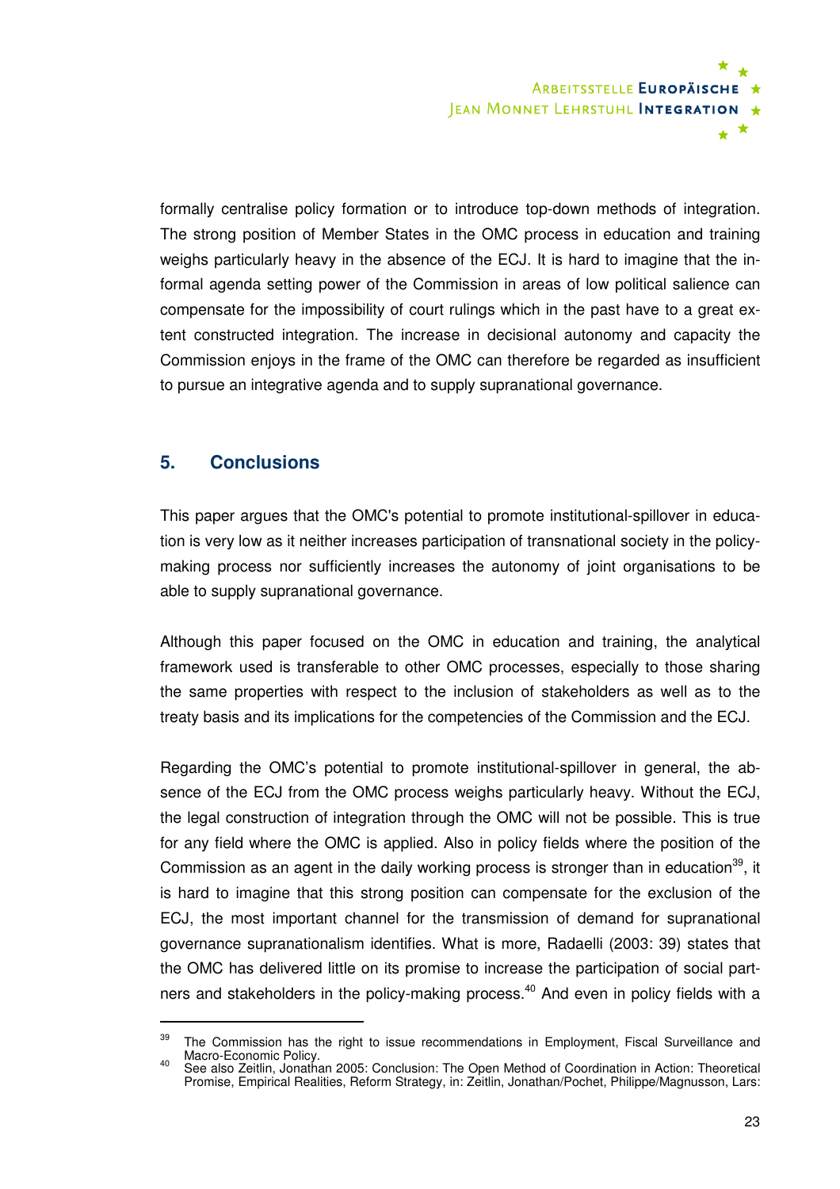formally centralise policy formation or to introduce top-down methods of integration. The strong position of Member States in the OMC process in education and training weighs particularly heavy in the absence of the ECJ. It is hard to imagine that the informal agenda setting power of the Commission in areas of low political salience can compensate for the impossibility of court rulings which in the past have to a great extent constructed integration. The increase in decisional autonomy and capacity the Commission enjoys in the frame of the OMC can therefore be regarded as insufficient to pursue an integrative agenda and to supply supranational governance.

## 5. Conclusions

This paper argues that the OMC's potential to promote institutional-spillover in education is very low as it neither increases participation of transnational society in the policy-making process nor sufficiently increases the autonomy of joint organisations to be able to supply supranational governance.

Although this paper focused on the OMC in education and training, the analytical framework used is transferable to other OMC processes, especially to those sharing the same properties with respect to the inclusion of stakeholders as well as to the treaty basis and its implications for the competencies of the Commission and the ECJ.

Regarding the OMC's potential to promote institutional-spillover in general, the absence of the ECJ from the OMC process weighs particularly heavy. Without the ECJ, the legal construction of integration through the OMC will not be possible. This is true for any field where the OMC is applied. Also in policy fields where the position of the Commission as an agent in the daily working process is stronger than in education[39], it is hard to imagine that this strong position can compensate for the exclusion of the ECJ, the most important channel for the transmission of demand for supranational governance supranationalism identifies. What is more, Radaelli (2003: 39) states that the OMC has delivered little on its promise to increase the participation of social partners and stakeholders in the policy-making process.[40] And even in policy fields with a

---

[39] The Commission has the right to issue recommendations in Employment, Fiscal Surveillance and Macro-Economic Policy.

[40] See also Zeitlin, Jonathan 2005: Conclusion: The Open Method of Coordination in Action: Theoretical Promise, Empirical Realities, Reform Strategy, in: Zeitlin, Jonathan/Pochet, Philippe/Magnusson, Lars: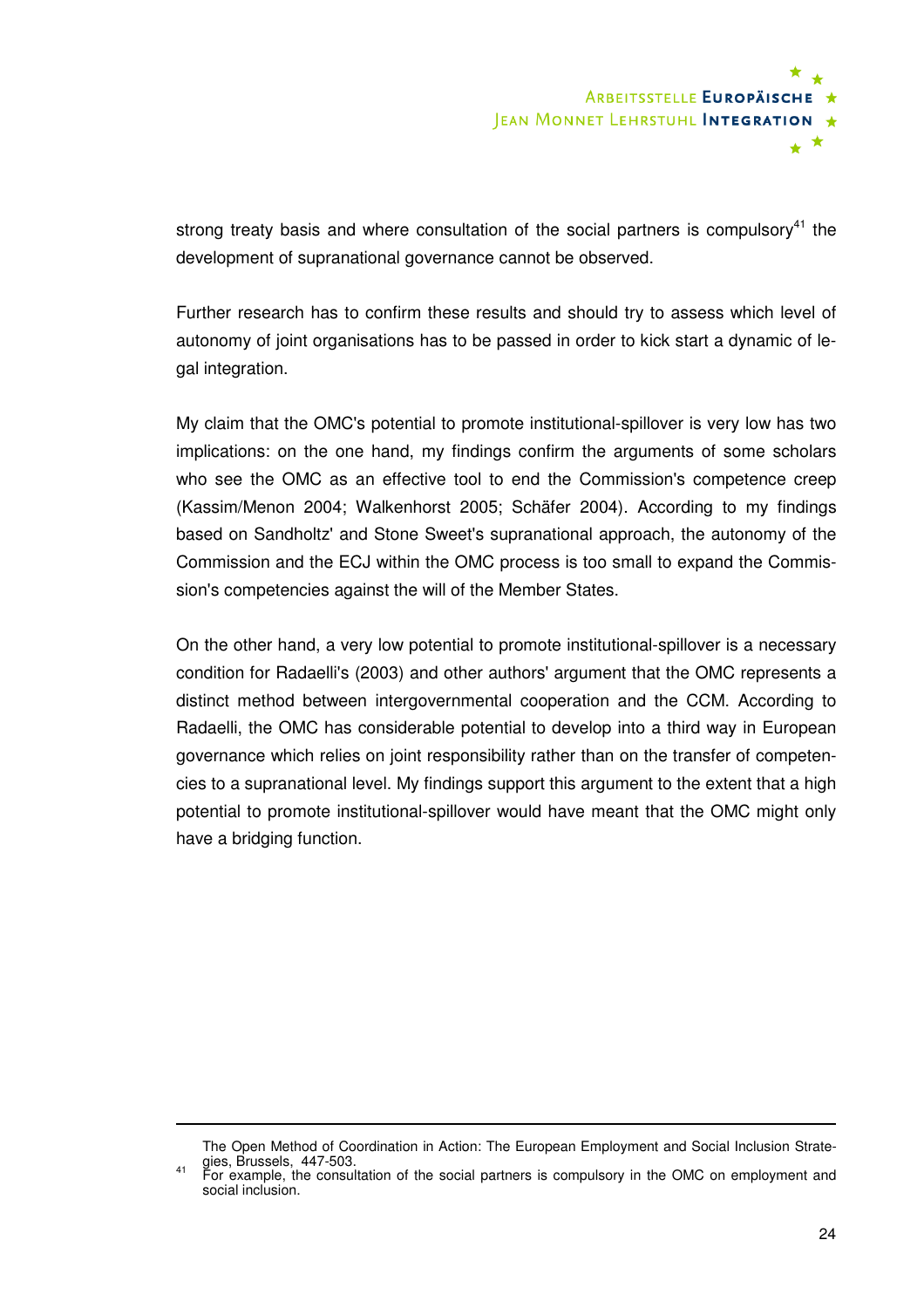strong treaty basis and where consultation of the social partners is compulsory[41] the development of supranational governance cannot be observed.

Further research has to confirm these results and should try to assess which level of autonomy of joint organisations has to be passed in order to kick start a dynamic of legal integration.

My claim that the OMC's potential to promote institutional-spillover is very low has two implications: on the one hand, my findings confirm the arguments of some scholars who see the OMC as an effective tool to end the Commission's competence creep (Kassim/Menon 2004; Walkenhorst 2005; Schäfer 2004). According to my findings based on Sandholtz' and Stone Sweet's supranational approach, the autonomy of the Commission and the ECJ within the OMC process is too small to expand the Commission's competencies against the will of the Member States.

On the other hand, a very low potential to promote institutional-spillover is a necessary condition for Radaelli's (2003) and other authors' argument that the OMC represents a distinct method between intergovernmental cooperation and the CCM. According to Radaelli, the OMC has considerable potential to develop into a third way in European governance which relies on joint responsibility rather than on the transfer of competencies to a supranational level. My findings support this argument to the extent that a high potential to promote institutional-spillover would have meant that the OMC might only have a bridging function.

---

The Open Method of Coordination in Action: The European Employment and Social Inclusion Strategies, Brussels, 447-503.

[41] For example, the consultation of the social partners is compulsory in the OMC on employment and social inclusion.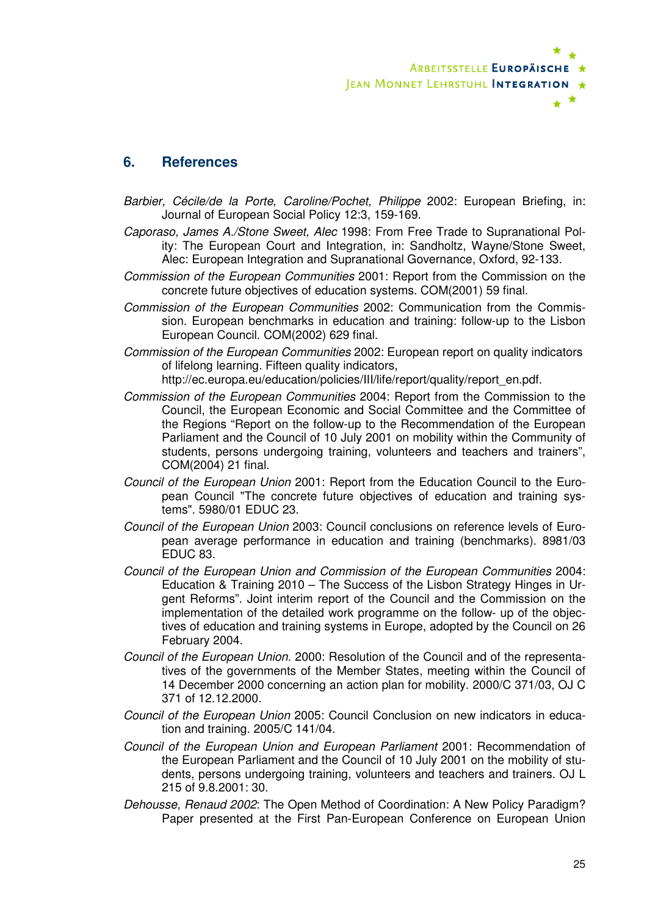## 6. References

*Barbier, Cécile/de la Porte, Caroline/Pochet, Philippe* 2002: European Briefing, in: Journal of European Social Policy 12:3, 159-169.

*Caporaso, James A./Stone Sweet, Alec* 1998: From Free Trade to Supranational Polity: The European Court and Integration, in: Sandholtz, Wayne/Stone Sweet, Alec: European Integration and Supranational Governance, Oxford, 92-133.

*Commission of the European Communities* 2001: Report from the Commission on the concrete future objectives of education systems. COM(2001) 59 final.

*Commission of the European Communities* 2002: Communication from the Commission. European benchmarks in education and training: follow-up to the Lisbon European Council. COM(2002) 629 final.

*Commission of the European Communities* 2002: European report on quality indicators of lifelong learning. Fifteen quality indicators, http://ec.europa.eu/education/policies/lll/life/report/quality/report_en.pdf.

*Commission of the European Communities* 2004: Report from the Commission to the Council, the European Economic and Social Committee and the Committee of the Regions "Report on the follow-up to the Recommendation of the European Parliament and the Council of 10 July 2001 on mobility within the Community of students, persons undergoing training, volunteers and teachers and trainers", COM(2004) 21 final.

*Council of the European Union* 2001: Report from the Education Council to the European Council "The concrete future objectives of education and training systems". 5980/01 EDUC 23.

*Council of the European Union* 2003: Council conclusions on reference levels of European average performance in education and training (benchmarks). 8981/03 EDUC 83.

*Council of the European Union and Commission of the European Communities* 2004: Education & Training 2010 – The Success of the Lisbon Strategy Hinges in Urgent Reforms". Joint interim report of the Council and the Commission on the implementation of the detailed work programme on the follow- up of the objectives of education and training systems in Europe, adopted by the Council on 26 February 2004.

*Council of the European Union*. 2000: Resolution of the Council and of the representatives of the governments of the Member States, meeting within the Council of 14 December 2000 concerning an action plan for mobility. 2000/C 371/03, OJ C 371 of 12.12.2000.

*Council of the European Union* 2005: Council Conclusion on new indicators in education and training. 2005/C 141/04.

*Council of the European Union and European Parliament* 2001: Recommendation of the European Parliament and the Council of 10 July 2001 on the mobility of students, persons undergoing training, volunteers and teachers and trainers. OJ L 215 of 9.8.2001: 30.

*Dehousse, Renaud 2002*: The Open Method of Coordination: A New Policy Paradigm? Paper presented at the First Pan-European Conference on European Union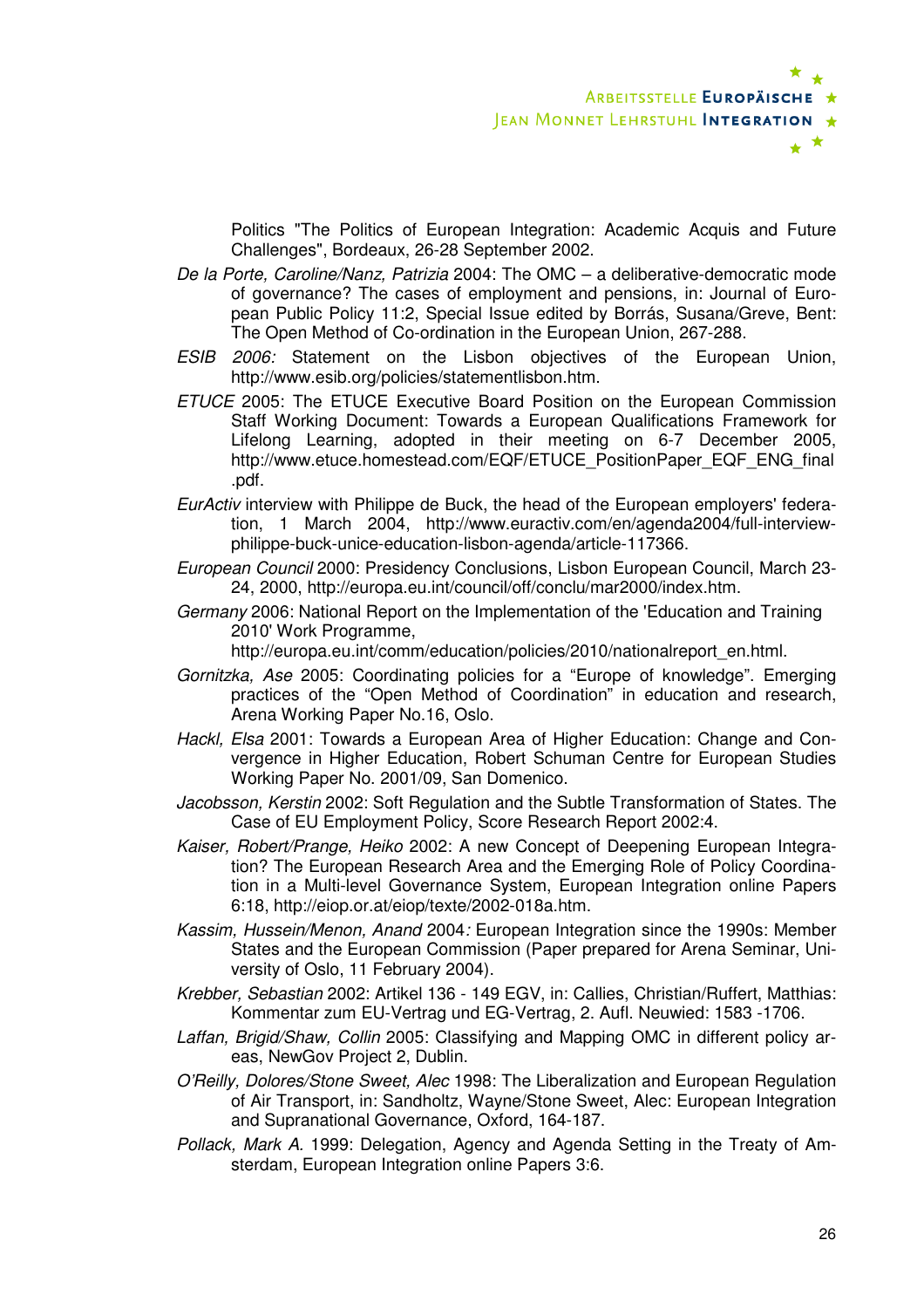Politics "The Politics of European Integration: Academic Acquis and Future Challenges", Bordeaux, 26-28 September 2002.

*De la Porte, Caroline/Nanz, Patrizia* 2004: The OMC – a deliberative-democratic mode of governance? The cases of employment and pensions, in: Journal of European Public Policy 11:2, Special Issue edited by Borrás, Susana/Greve, Bent: The Open Method of Co-ordination in the European Union, 267-288.

*ESIB 2006:* Statement on the Lisbon objectives of the European Union, http://www.esib.org/policies/statementlisbon.htm.

*ETUCE* 2005: The ETUCE Executive Board Position on the European Commission Staff Working Document: Towards a European Qualifications Framework for Lifelong Learning, adopted in their meeting on 6-7 December 2005, http://www.etuce.homestead.com/EQF/ETUCE_PositionPaper_EQF_ENG_final.pdf.

*EurActiv* interview with Philippe de Buck, the head of the European employers' federation, 1 March 2004, http://www.euractiv.com/en/agenda2004/full-interview-philippe-buck-unice-education-lisbon-agenda/article-117366.

*European Council* 2000: Presidency Conclusions, Lisbon European Council, March 23-24, 2000, http://europa.eu.int/council/off/conclu/mar2000/index.htm.

*Germany* 2006: National Report on the Implementation of the 'Education and Training 2010' Work Programme, http://europa.eu.int/comm/education/policies/2010/nationalreport_en.html.

*Gornitzka, Ase* 2005: Coordinating policies for a "Europe of knowledge". Emerging practices of the "Open Method of Coordination" in education and research, Arena Working Paper No.16, Oslo.

*Hackl, Elsa* 2001: Towards a European Area of Higher Education: Change and Convergence in Higher Education, Robert Schuman Centre for European Studies Working Paper No. 2001/09, San Domenico.

*Jacobsson, Kerstin* 2002: Soft Regulation and the Subtle Transformation of States. The Case of EU Employment Policy, Score Research Report 2002:4.

*Kaiser, Robert/Prange, Heiko* 2002: A new Concept of Deepening European Integration? The European Research Area and the Emerging Role of Policy Coordination in a Multi-level Governance System, European Integration online Papers 6:18, http://eiop.or.at/eiop/texte/2002-018a.htm.

*Kassim, Hussein/Menon, Anand* 2004*:* European Integration since the 1990s: Member States and the European Commission (Paper prepared for Arena Seminar, University of Oslo, 11 February 2004).

*Krebber, Sebastian* 2002: Artikel 136 - 149 EGV, in: Callies, Christian/Ruffert, Matthias: Kommentar zum EU-Vertrag und EG-Vertrag, 2. Aufl. Neuwied: 1583 -1706.

*Laffan, Brigid/Shaw, Collin* 2005: Classifying and Mapping OMC in different policy areas, NewGov Project 2, Dublin.

*O'Reilly, Dolores/Stone Sweet, Alec* 1998: The Liberalization and European Regulation of Air Transport, in: Sandholtz, Wayne/Stone Sweet, Alec: European Integration and Supranational Governance, Oxford, 164-187.

*Pollack, Mark A.* 1999: Delegation, Agency and Agenda Setting in the Treaty of Amsterdam, European Integration online Papers 3:6.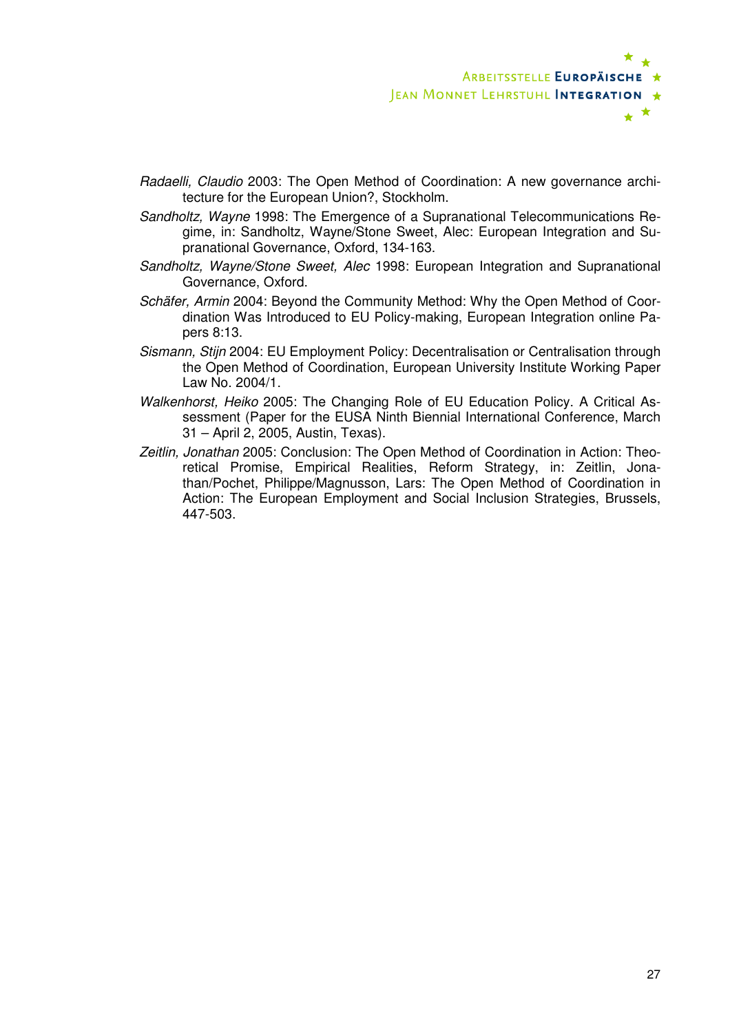*Radaelli, Claudio* 2003: The Open Method of Coordination: A new governance architecture for the European Union?, Stockholm.

*Sandholtz, Wayne* 1998: The Emergence of a Supranational Telecommunications Regime, in: Sandholtz, Wayne/Stone Sweet, Alec: European Integration and Supranational Governance, Oxford, 134-163.

*Sandholtz, Wayne/Stone Sweet, Alec* 1998: European Integration and Supranational Governance, Oxford.

*Schäfer, Armin* 2004: Beyond the Community Method: Why the Open Method of Coordination Was Introduced to EU Policy-making, European Integration online Papers 8:13.

*Sismann, Stijn* 2004: EU Employment Policy: Decentralisation or Centralisation through the Open Method of Coordination, European University Institute Working Paper Law No. 2004/1.

*Walkenhorst, Heiko* 2005: The Changing Role of EU Education Policy. A Critical Assessment (Paper for the EUSA Ninth Biennial International Conference, March 31 – April 2, 2005, Austin, Texas).

*Zeitlin, Jonathan* 2005: Conclusion: The Open Method of Coordination in Action: Theoretical Promise, Empirical Realities, Reform Strategy, in: Zeitlin, Jonathan/Pochet, Philippe/Magnusson, Lars: The Open Method of Coordination in Action: The European Employment and Social Inclusion Strategies, Brussels, 447-503.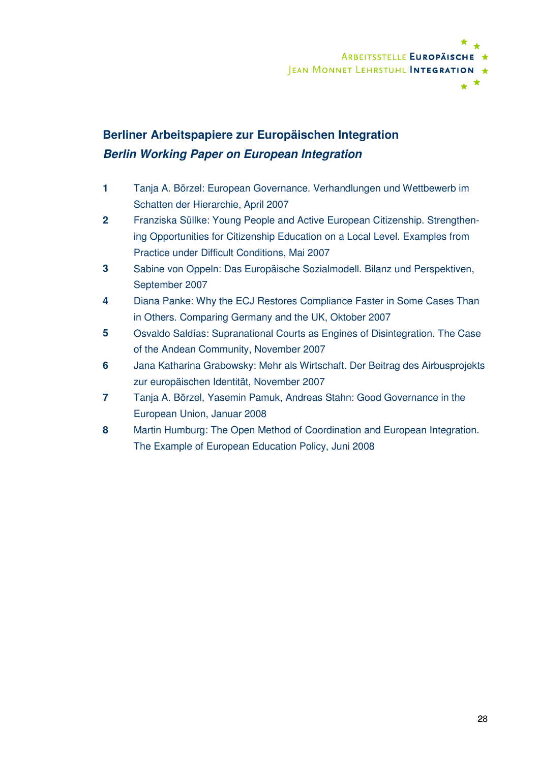Arbeitsstelle Europäische Integration
Jean Monnet Lehrstuhl

## Berliner Arbeitspapiere zur Europäischen Integration

### *Berlin Working Paper on European Integration*

**1** Tanja A. Börzel: European Governance. Verhandlungen und Wettbewerb im Schatten der Hierarchie, April 2007

**2** Franziska Süllke: Young People and Active European Citizenship. Strengthening Opportunities for Citizenship Education on a Local Level. Examples from Practice under Difficult Conditions, Mai 2007

**3** Sabine von Oppeln: Das Europäische Sozialmodell. Bilanz und Perspektiven, September 2007

**4** Diana Panke: Why the ECJ Restores Compliance Faster in Some Cases Than in Others. Comparing Germany and the UK, Oktober 2007

**5** Osvaldo Saldías: Supranational Courts as Engines of Disintegration. The Case of the Andean Community, November 2007

**6** Jana Katharina Grabowsky: Mehr als Wirtschaft. Der Beitrag des Airbusprojekts zur europäischen Identität, November 2007

**7** Tanja A. Börzel, Yasemin Pamuk, Andreas Stahn: Good Governance in the European Union, Januar 2008

**8** Martin Humburg: The Open Method of Coordination and European Integration. The Example of European Education Policy, Juni 2008